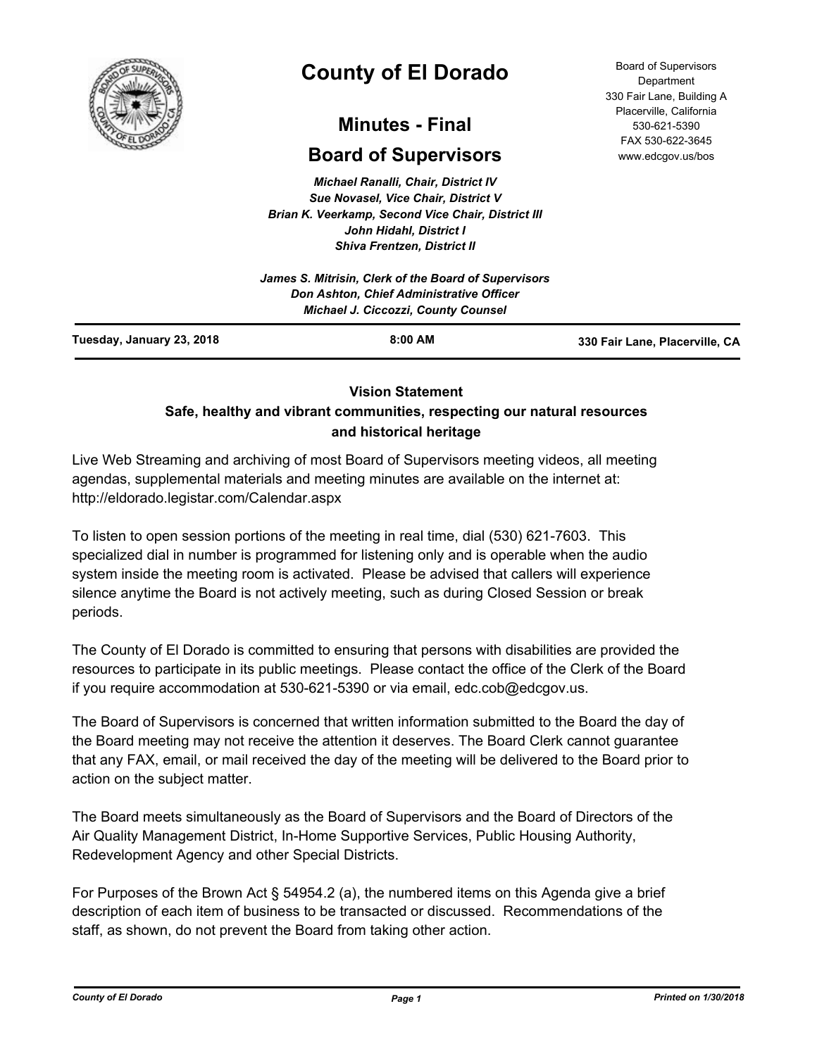# County of El Dorado

## Minutes - Final

## Board of Supervisors

Board of Supervisors Department
330 Fair Lane, Building A
Placerville, California
530-621-5390
FAX 530-622-3645
www.edcgov.us/bos

*Michael Ranalli, Chair, District IV*
*Sue Novasel, Vice Chair, District V*
*Brian K. Veerkamp, Second Vice Chair, District III*
*John Hidahl, District I*
*Shiva Frentzen, District II*

*James S. Mitrisin, Clerk of the Board of Supervisors*
*Don Ashton, Chief Administrative Officer*
*Michael J. Ciccozzi, County Counsel*

**Tuesday, January 23, 2018** | **8:00 AM** | **330 Fair Lane, Placerville, CA**

**Vision Statement**
**Safe, healthy and vibrant communities, respecting our natural resources and historical heritage**

Live Web Streaming and archiving of most Board of Supervisors meeting videos, all meeting agendas, supplemental materials and meeting minutes are available on the internet at: http://eldorado.legistar.com/Calendar.aspx

To listen to open session portions of the meeting in real time, dial (530) 621-7603. This specialized dial in number is programmed for listening only and is operable when the audio system inside the meeting room is activated. Please be advised that callers will experience silence anytime the Board is not actively meeting, such as during Closed Session or break periods.

The County of El Dorado is committed to ensuring that persons with disabilities are provided the resources to participate in its public meetings. Please contact the office of the Clerk of the Board if you require accommodation at 530-621-5390 or via email, edc.cob@edcgov.us.

The Board of Supervisors is concerned that written information submitted to the Board the day of the Board meeting may not receive the attention it deserves. The Board Clerk cannot guarantee that any FAX, email, or mail received the day of the meeting will be delivered to the Board prior to action on the subject matter.

The Board meets simultaneously as the Board of Supervisors and the Board of Directors of the Air Quality Management District, In-Home Supportive Services, Public Housing Authority, Redevelopment Agency and other Special Districts.

For Purposes of the Brown Act § 54954.2 (a), the numbered items on this Agenda give a brief description of each item of business to be transacted or discussed. Recommendations of the staff, as shown, do not prevent the Board from taking other action.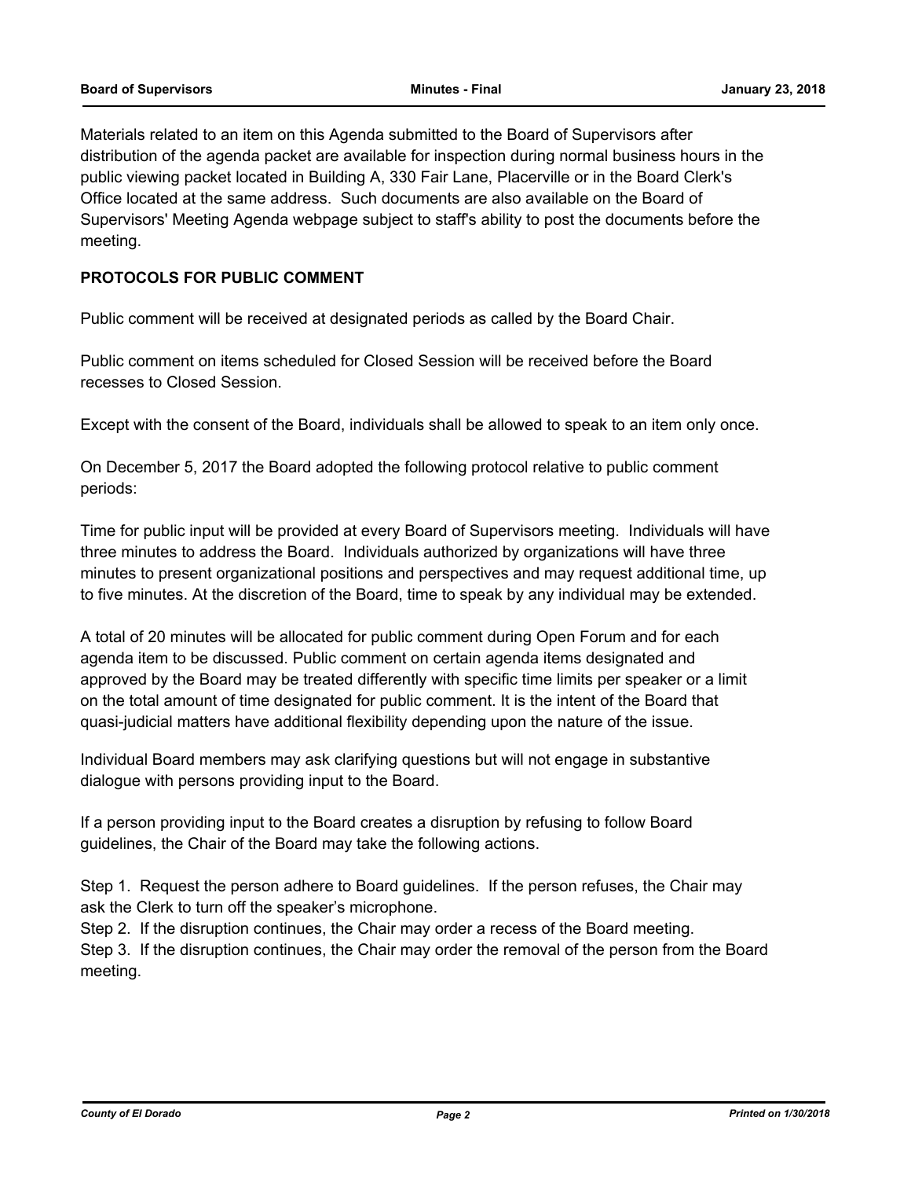Materials related to an item on this Agenda submitted to the Board of Supervisors after distribution of the agenda packet are available for inspection during normal business hours in the public viewing packet located in Building A, 330 Fair Lane, Placerville or in the Board Clerk's Office located at the same address. Such documents are also available on the Board of Supervisors' Meeting Agenda webpage subject to staff's ability to post the documents before the meeting.

**PROTOCOLS FOR PUBLIC COMMENT**

Public comment will be received at designated periods as called by the Board Chair.

Public comment on items scheduled for Closed Session will be received before the Board recesses to Closed Session.

Except with the consent of the Board, individuals shall be allowed to speak to an item only once.

On December 5, 2017 the Board adopted the following protocol relative to public comment periods:

Time for public input will be provided at every Board of Supervisors meeting. Individuals will have three minutes to address the Board. Individuals authorized by organizations will have three minutes to present organizational positions and perspectives and may request additional time, up to five minutes. At the discretion of the Board, time to speak by any individual may be extended.

A total of 20 minutes will be allocated for public comment during Open Forum and for each agenda item to be discussed. Public comment on certain agenda items designated and approved by the Board may be treated differently with specific time limits per speaker or a limit on the total amount of time designated for public comment. It is the intent of the Board that quasi-judicial matters have additional flexibility depending upon the nature of the issue.

Individual Board members may ask clarifying questions but will not engage in substantive dialogue with persons providing input to the Board.

If a person providing input to the Board creates a disruption by refusing to follow Board guidelines, the Chair of the Board may take the following actions.

Step 1. Request the person adhere to Board guidelines. If the person refuses, the Chair may ask the Clerk to turn off the speaker's microphone.
Step 2. If the disruption continues, the Chair may order a recess of the Board meeting.
Step 3. If the disruption continues, the Chair may order the removal of the person from the Board meeting.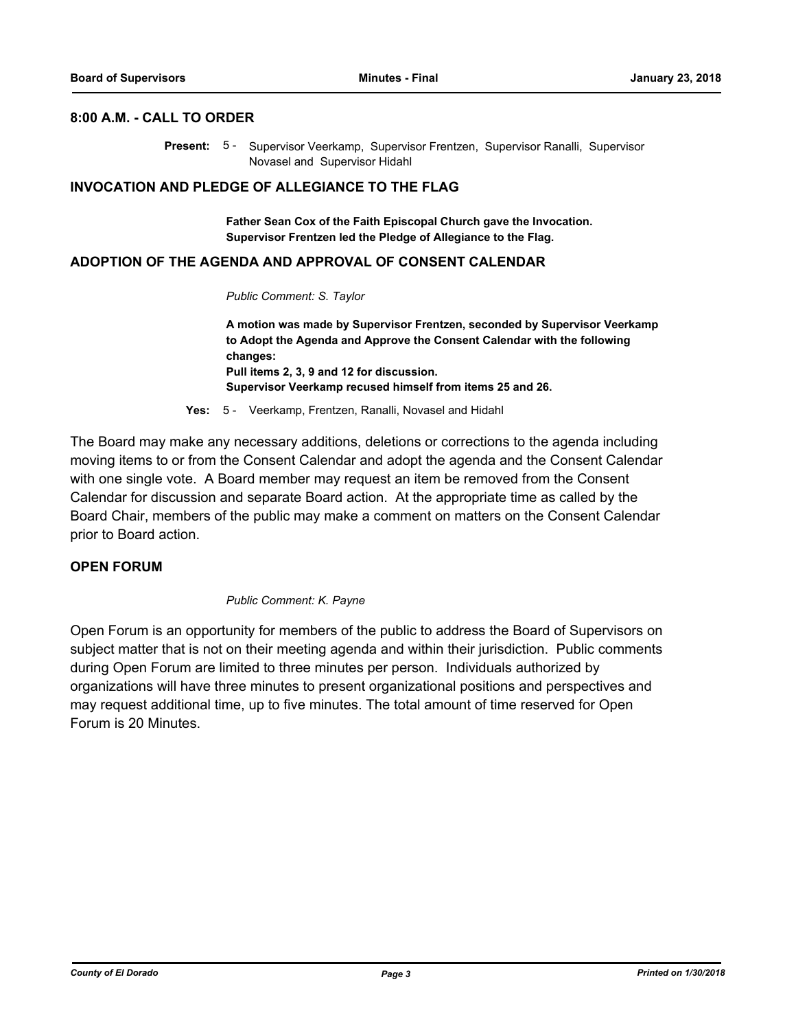## 8:00 A.M. - CALL TO ORDER

**Present:** 5 - Supervisor Veerkamp, Supervisor Frentzen, Supervisor Ranalli, Supervisor Novasel and Supervisor Hidahl

## INVOCATION AND PLEDGE OF ALLEGIANCE TO THE FLAG

**Father Sean Cox of the Faith Episcopal Church gave the Invocation.**
**Supervisor Frentzen led the Pledge of Allegiance to the Flag.**

## ADOPTION OF THE AGENDA AND APPROVAL OF CONSENT CALENDAR

*Public Comment: S. Taylor*

**A motion was made by Supervisor Frentzen, seconded by Supervisor Veerkamp to Adopt the Agenda and Approve the Consent Calendar with the following changes:**
**Pull items 2, 3, 9 and 12 for discussion.**
**Supervisor Veerkamp recused himself from items 25 and 26.**

**Yes:** 5 - Veerkamp, Frentzen, Ranalli, Novasel and Hidahl

The Board may make any necessary additions, deletions or corrections to the agenda including moving items to or from the Consent Calendar and adopt the agenda and the Consent Calendar with one single vote. A Board member may request an item be removed from the Consent Calendar for discussion and separate Board action. At the appropriate time as called by the Board Chair, members of the public may make a comment on matters on the Consent Calendar prior to Board action.

## OPEN FORUM

*Public Comment: K. Payne*

Open Forum is an opportunity for members of the public to address the Board of Supervisors on subject matter that is not on their meeting agenda and within their jurisdiction. Public comments during Open Forum are limited to three minutes per person. Individuals authorized by organizations will have three minutes to present organizational positions and perspectives and may request additional time, up to five minutes. The total amount of time reserved for Open Forum is 20 Minutes.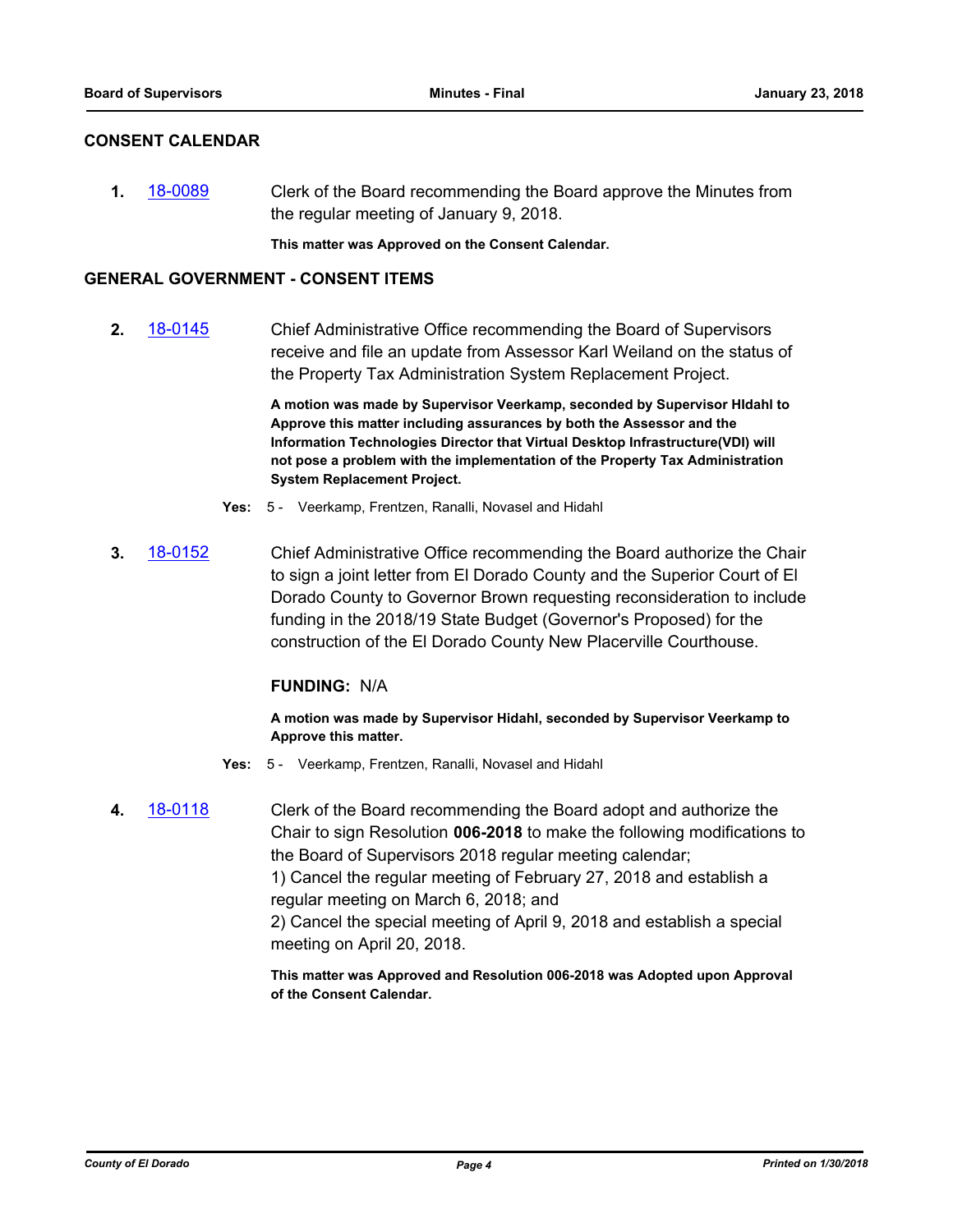## CONSENT CALENDAR

**1.** 18-0089 Clerk of the Board recommending the Board approve the Minutes from the regular meeting of January 9, 2018.

**This matter was Approved on the Consent Calendar.**

## GENERAL GOVERNMENT - CONSENT ITEMS

**2.** 18-0145 Chief Administrative Office recommending the Board of Supervisors receive and file an update from Assessor Karl Weiland on the status of the Property Tax Administration System Replacement Project.

**A motion was made by Supervisor Veerkamp, seconded by Supervisor HIdahl to Approve this matter including assurances by both the Assessor and the Information Technologies Director that Virtual Desktop Infrastructure(VDI) will not pose a problem with the implementation of the Property Tax Administration System Replacement Project.**

**Yes:** 5 - Veerkamp, Frentzen, Ranalli, Novasel and Hidahl

**3.** 18-0152 Chief Administrative Office recommending the Board authorize the Chair to sign a joint letter from El Dorado County and the Superior Court of El Dorado County to Governor Brown requesting reconsideration to include funding in the 2018/19 State Budget (Governor's Proposed) for the construction of the El Dorado County New Placerville Courthouse.

**FUNDING:** N/A

**A motion was made by Supervisor Hidahl, seconded by Supervisor Veerkamp to Approve this matter.**

**Yes:** 5 - Veerkamp, Frentzen, Ranalli, Novasel and Hidahl

**4.** 18-0118 Clerk of the Board recommending the Board adopt and authorize the Chair to sign Resolution **006-2018** to make the following modifications to the Board of Supervisors 2018 regular meeting calendar;
1) Cancel the regular meeting of February 27, 2018 and establish a regular meeting on March 6, 2018; and
2) Cancel the special meeting of April 9, 2018 and establish a special meeting on April 20, 2018.

**This matter was Approved and Resolution 006-2018 was Adopted upon Approval of the Consent Calendar.**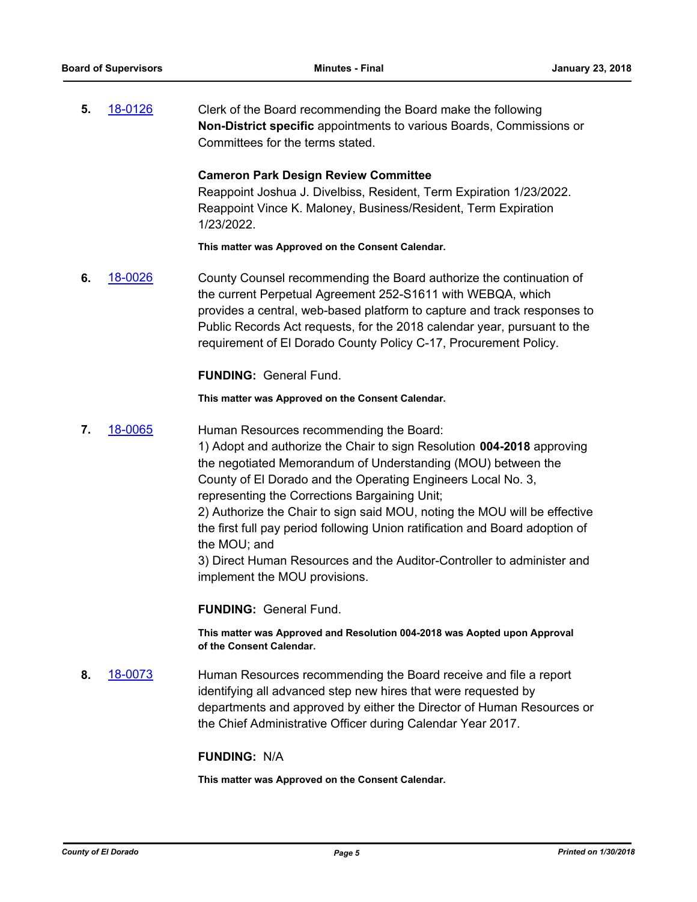**5.** 18-0126 Clerk of the Board recommending the Board make the following **Non-District specific** appointments to various Boards, Commissions or Committees for the terms stated.

**Cameron Park Design Review Committee**
Reappoint Joshua J. Divelbiss, Resident, Term Expiration 1/23/2022.
Reappoint Vince K. Maloney, Business/Resident, Term Expiration 1/23/2022.

**This matter was Approved on the Consent Calendar.**

**6.** 18-0026 County Counsel recommending the Board authorize the continuation of the current Perpetual Agreement 252-S1611 with WEBQA, which provides a central, web-based platform to capture and track responses to Public Records Act requests, for the 2018 calendar year, pursuant to the requirement of El Dorado County Policy C-17, Procurement Policy.

**FUNDING:** General Fund.

**This matter was Approved on the Consent Calendar.**

**7.** 18-0065 Human Resources recommending the Board:
1) Adopt and authorize the Chair to sign Resolution **004-2018** approving the negotiated Memorandum of Understanding (MOU) between the County of El Dorado and the Operating Engineers Local No. 3, representing the Corrections Bargaining Unit;
2) Authorize the Chair to sign said MOU, noting the MOU will be effective the first full pay period following Union ratification and Board adoption of the MOU; and
3) Direct Human Resources and the Auditor-Controller to administer and implement the MOU provisions.

**FUNDING:** General Fund.

**This matter was Approved and Resolution 004-2018 was Aopted upon Approval of the Consent Calendar.**

**8.** 18-0073 Human Resources recommending the Board receive and file a report identifying all advanced step new hires that were requested by departments and approved by either the Director of Human Resources or the Chief Administrative Officer during Calendar Year 2017.

**FUNDING:** N/A

**This matter was Approved on the Consent Calendar.**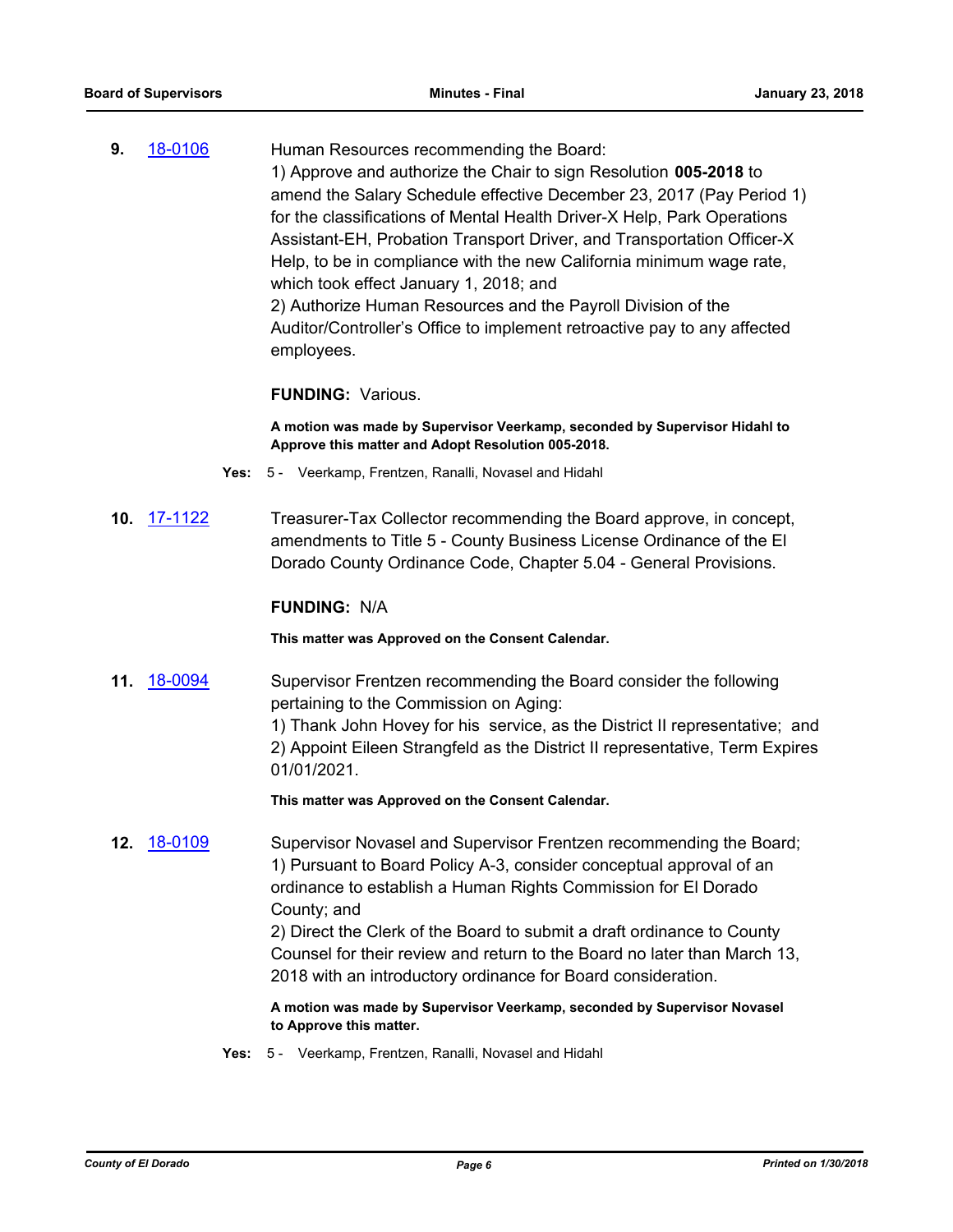**9.** 18-0106

Human Resources recommending the Board:
1) Approve and authorize the Chair to sign Resolution **005-2018** to amend the Salary Schedule effective December 23, 2017 (Pay Period 1) for the classifications of Mental Health Driver-X Help, Park Operations Assistant-EH, Probation Transport Driver, and Transportation Officer-X Help, to be in compliance with the new California minimum wage rate, which took effect January 1, 2018; and
2) Authorize Human Resources and the Payroll Division of the Auditor/Controller's Office to implement retroactive pay to any affected employees.

**FUNDING:** Various.

**A motion was made by Supervisor Veerkamp, seconded by Supervisor Hidahl to Approve this matter and Adopt Resolution 005-2018.**

**Yes:** 5 - Veerkamp, Frentzen, Ranalli, Novasel and Hidahl

**10.** 17-1122

Treasurer-Tax Collector recommending the Board approve, in concept, amendments to Title 5 - County Business License Ordinance of the El Dorado County Ordinance Code, Chapter 5.04 - General Provisions.

**FUNDING:** N/A

**This matter was Approved on the Consent Calendar.**

**11.** 18-0094

Supervisor Frentzen recommending the Board consider the following pertaining to the Commission on Aging:
1) Thank John Hovey for his service, as the District II representative; and
2) Appoint Eileen Strangfeld as the District II representative, Term Expires 01/01/2021.

**This matter was Approved on the Consent Calendar.**

**12.** 18-0109

Supervisor Novasel and Supervisor Frentzen recommending the Board;
1) Pursuant to Board Policy A-3, consider conceptual approval of an ordinance to establish a Human Rights Commission for El Dorado County; and
2) Direct the Clerk of the Board to submit a draft ordinance to County Counsel for their review and return to the Board no later than March 13, 2018 with an introductory ordinance for Board consideration.

**A motion was made by Supervisor Veerkamp, seconded by Supervisor Novasel to Approve this matter.**

**Yes:** 5 - Veerkamp, Frentzen, Ranalli, Novasel and Hidahl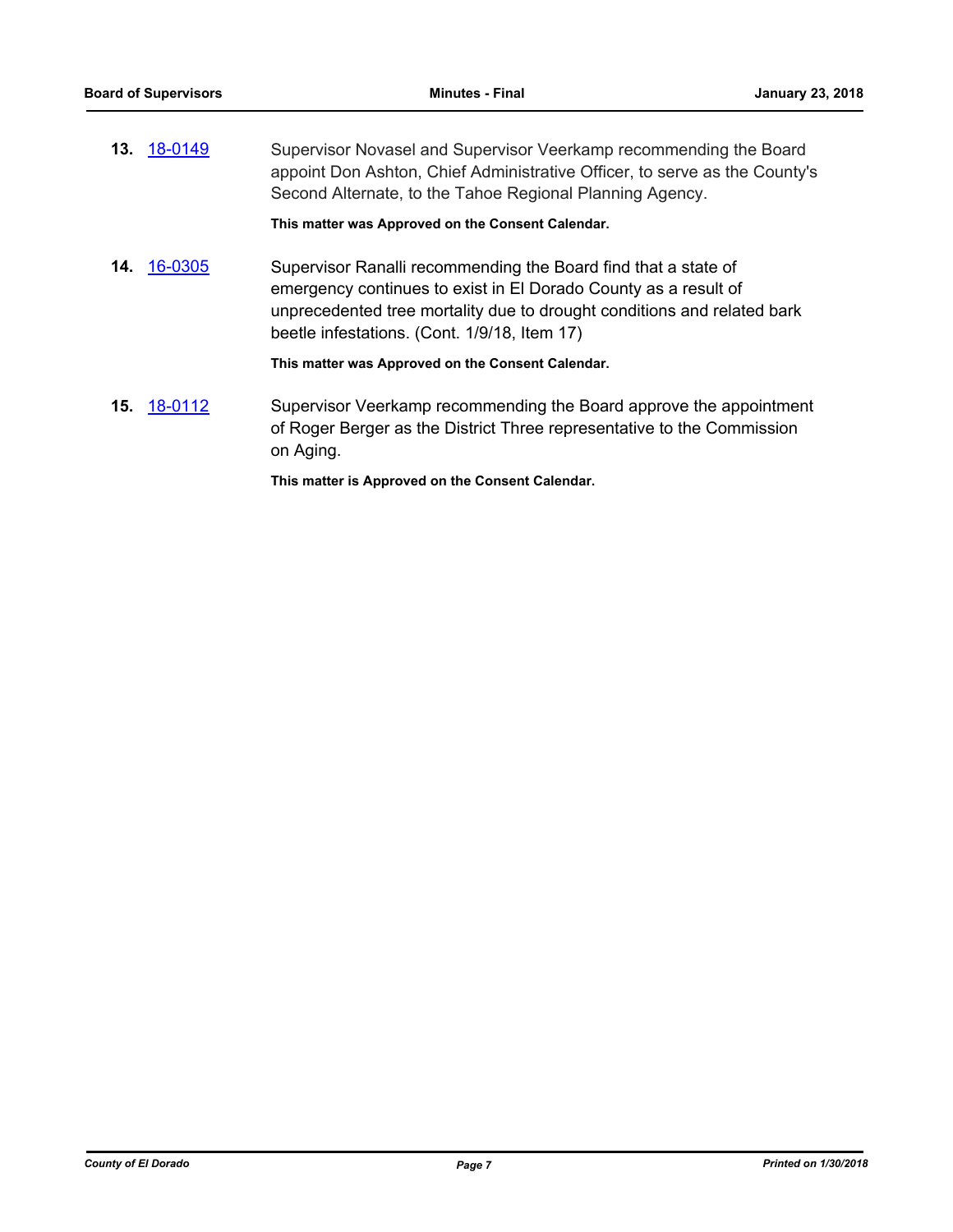**13.** 18-0149

Supervisor Novasel and Supervisor Veerkamp recommending the Board appoint Don Ashton, Chief Administrative Officer, to serve as the County's Second Alternate, to the Tahoe Regional Planning Agency.

**This matter was Approved on the Consent Calendar.**

**14.** 16-0305

Supervisor Ranalli recommending the Board find that a state of emergency continues to exist in El Dorado County as a result of unprecedented tree mortality due to drought conditions and related bark beetle infestations. (Cont. 1/9/18, Item 17)

**This matter was Approved on the Consent Calendar.**

**15.** 18-0112

Supervisor Veerkamp recommending the Board approve the appointment of Roger Berger as the District Three representative to the Commission on Aging.

**This matter is Approved on the Consent Calendar.**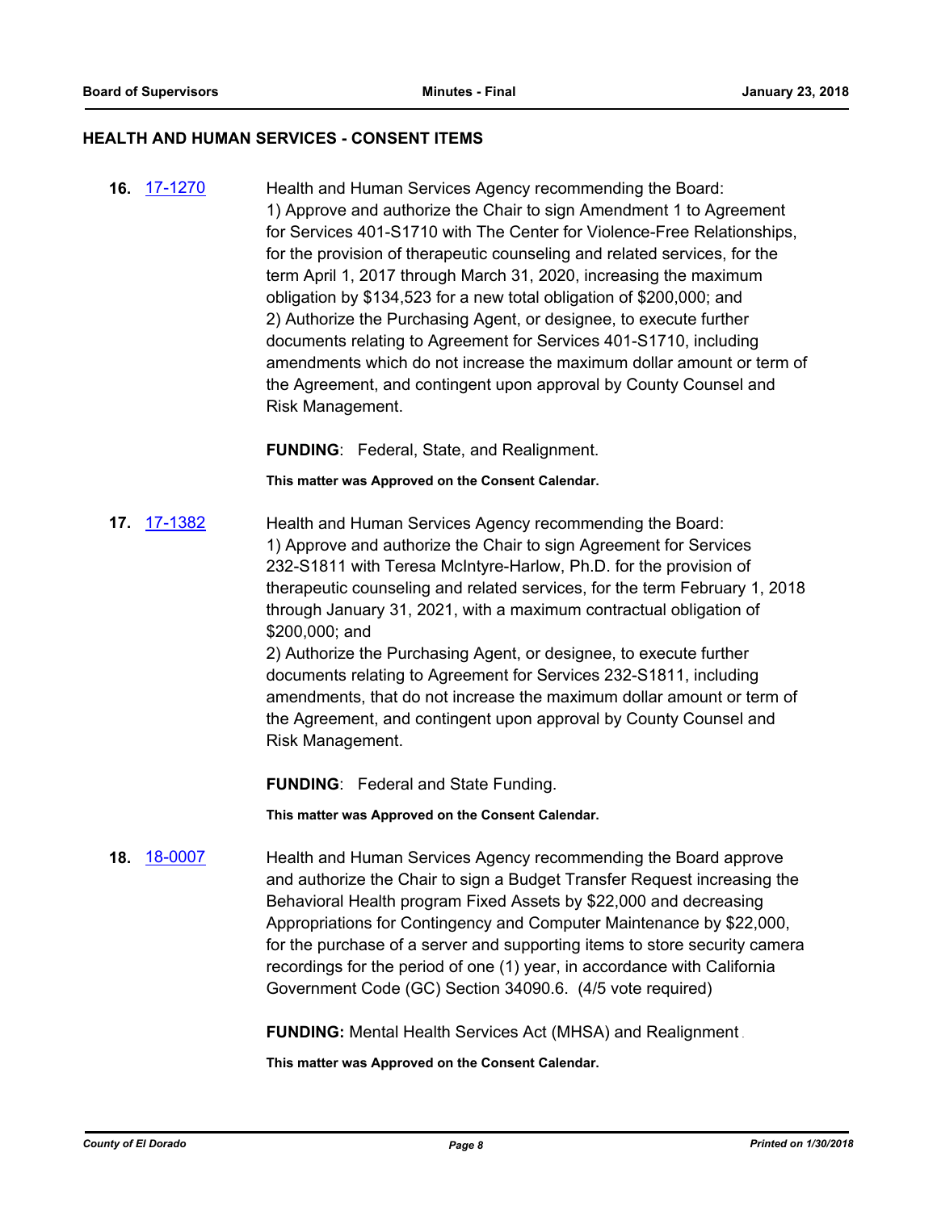## HEALTH AND HUMAN SERVICES - CONSENT ITEMS

**16.** 17-1270 Health and Human Services Agency recommending the Board:
1) Approve and authorize the Chair to sign Amendment 1 to Agreement for Services 401-S1710 with The Center for Violence-Free Relationships, for the provision of therapeutic counseling and related services, for the term April 1, 2017 through March 31, 2020, increasing the maximum obligation by $134,523 for a new total obligation of $200,000; and
2) Authorize the Purchasing Agent, or designee, to execute further documents relating to Agreement for Services 401-S1710, including amendments which do not increase the maximum dollar amount or term of the Agreement, and contingent upon approval by County Counsel and Risk Management.

**FUNDING**: Federal, State, and Realignment.

**This matter was Approved on the Consent Calendar.**

**17.** 17-1382 Health and Human Services Agency recommending the Board:
1) Approve and authorize the Chair to sign Agreement for Services 232-S1811 with Teresa McIntyre-Harlow, Ph.D. for the provision of therapeutic counseling and related services, for the term February 1, 2018 through January 31, 2021, with a maximum contractual obligation of $200,000; and
2) Authorize the Purchasing Agent, or designee, to execute further documents relating to Agreement for Services 232-S1811, including amendments, that do not increase the maximum dollar amount or term of the Agreement, and contingent upon approval by County Counsel and Risk Management.

**FUNDING**: Federal and State Funding.

**This matter was Approved on the Consent Calendar.**

**18.** 18-0007 Health and Human Services Agency recommending the Board approve and authorize the Chair to sign a Budget Transfer Request increasing the Behavioral Health program Fixed Assets by $22,000 and decreasing Appropriations for Contingency and Computer Maintenance by $22,000, for the purchase of a server and supporting items to store security camera recordings for the period of one (1) year, in accordance with California Government Code (GC) Section 34090.6. (4/5 vote required)

**FUNDING:** Mental Health Services Act (MHSA) and Realignment.

**This matter was Approved on the Consent Calendar.**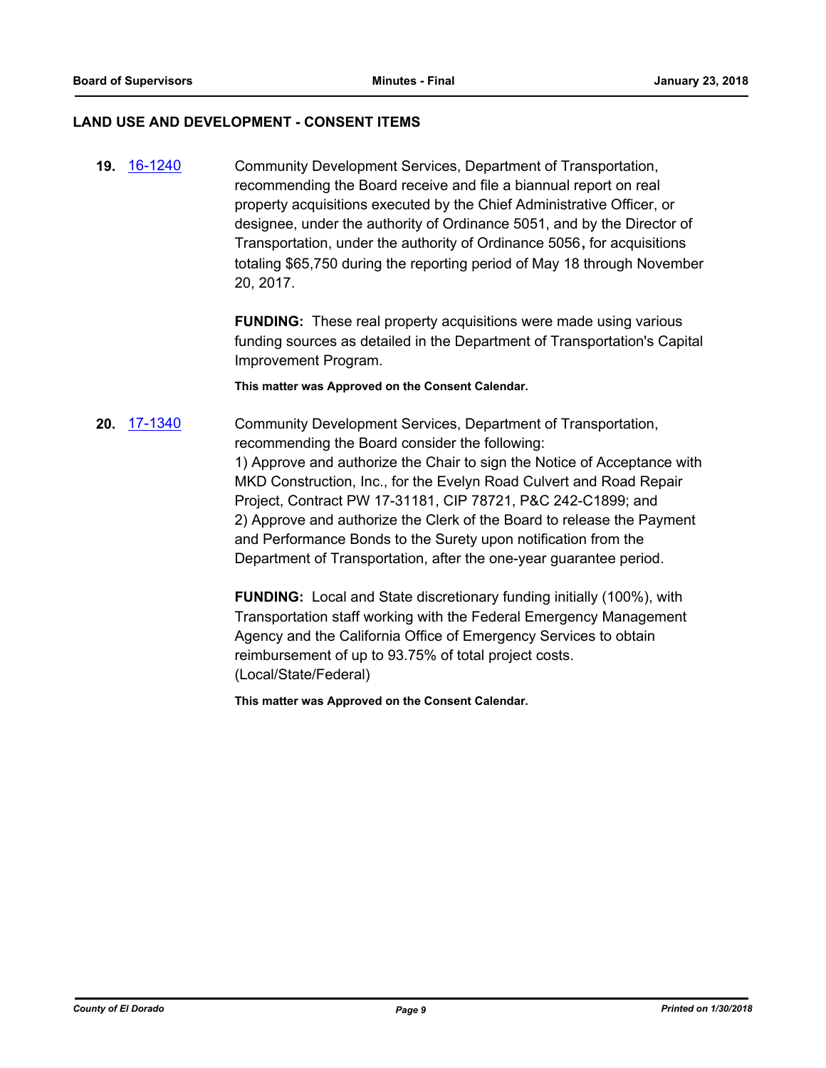## LAND USE AND DEVELOPMENT - CONSENT ITEMS

**19.** 16-1240 Community Development Services, Department of Transportation, recommending the Board receive and file a biannual report on real property acquisitions executed by the Chief Administrative Officer, or designee, under the authority of Ordinance 5051, and by the Director of Transportation, under the authority of Ordinance 5056**,** for acquisitions totaling $65,750 during the reporting period of May 18 through November 20, 2017.

**FUNDING:** These real property acquisitions were made using various funding sources as detailed in the Department of Transportation's Capital Improvement Program.

**This matter was Approved on the Consent Calendar.**

**20.** 17-1340 Community Development Services, Department of Transportation, recommending the Board consider the following:
1) Approve and authorize the Chair to sign the Notice of Acceptance with MKD Construction, Inc., for the Evelyn Road Culvert and Road Repair Project, Contract PW 17-31181, CIP 78721, P&C 242-C1899; and
2) Approve and authorize the Clerk of the Board to release the Payment and Performance Bonds to the Surety upon notification from the Department of Transportation, after the one-year guarantee period.

**FUNDING:** Local and State discretionary funding initially (100%), with Transportation staff working with the Federal Emergency Management Agency and the California Office of Emergency Services to obtain reimbursement of up to 93.75% of total project costs. (Local/State/Federal)

**This matter was Approved on the Consent Calendar.**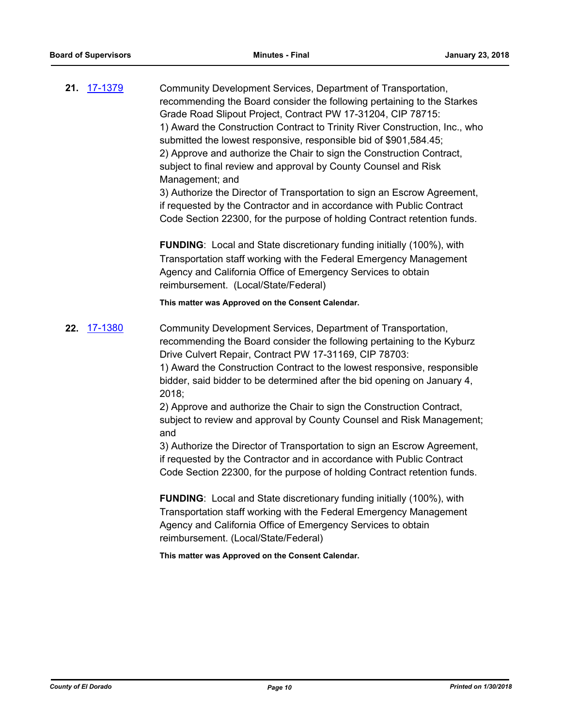**21.** 17-1379 Community Development Services, Department of Transportation, recommending the Board consider the following pertaining to the Starkes Grade Road Slipout Project, Contract PW 17-31204, CIP 78715:

1) Award the Construction Contract to Trinity River Construction, Inc., who submitted the lowest responsive, responsible bid of $901,584.45;
2) Approve and authorize the Chair to sign the Construction Contract, subject to final review and approval by County Counsel and Risk Management; and
3) Authorize the Director of Transportation to sign an Escrow Agreement, if requested by the Contractor and in accordance with Public Contract Code Section 22300, for the purpose of holding Contract retention funds.

**FUNDING**: Local and State discretionary funding initially (100%), with Transportation staff working with the Federal Emergency Management Agency and California Office of Emergency Services to obtain reimbursement. (Local/State/Federal)

**This matter was Approved on the Consent Calendar.**

**22.** 17-1380 Community Development Services, Department of Transportation, recommending the Board consider the following pertaining to the Kyburz Drive Culvert Repair, Contract PW 17-31169, CIP 78703:

1) Award the Construction Contract to the lowest responsive, responsible bidder, said bidder to be determined after the bid opening on January 4, 2018;
2) Approve and authorize the Chair to sign the Construction Contract, subject to review and approval by County Counsel and Risk Management; and
3) Authorize the Director of Transportation to sign an Escrow Agreement, if requested by the Contractor and in accordance with Public Contract Code Section 22300, for the purpose of holding Contract retention funds.

**FUNDING**: Local and State discretionary funding initially (100%), with Transportation staff working with the Federal Emergency Management Agency and California Office of Emergency Services to obtain reimbursement. (Local/State/Federal)

**This matter was Approved on the Consent Calendar.**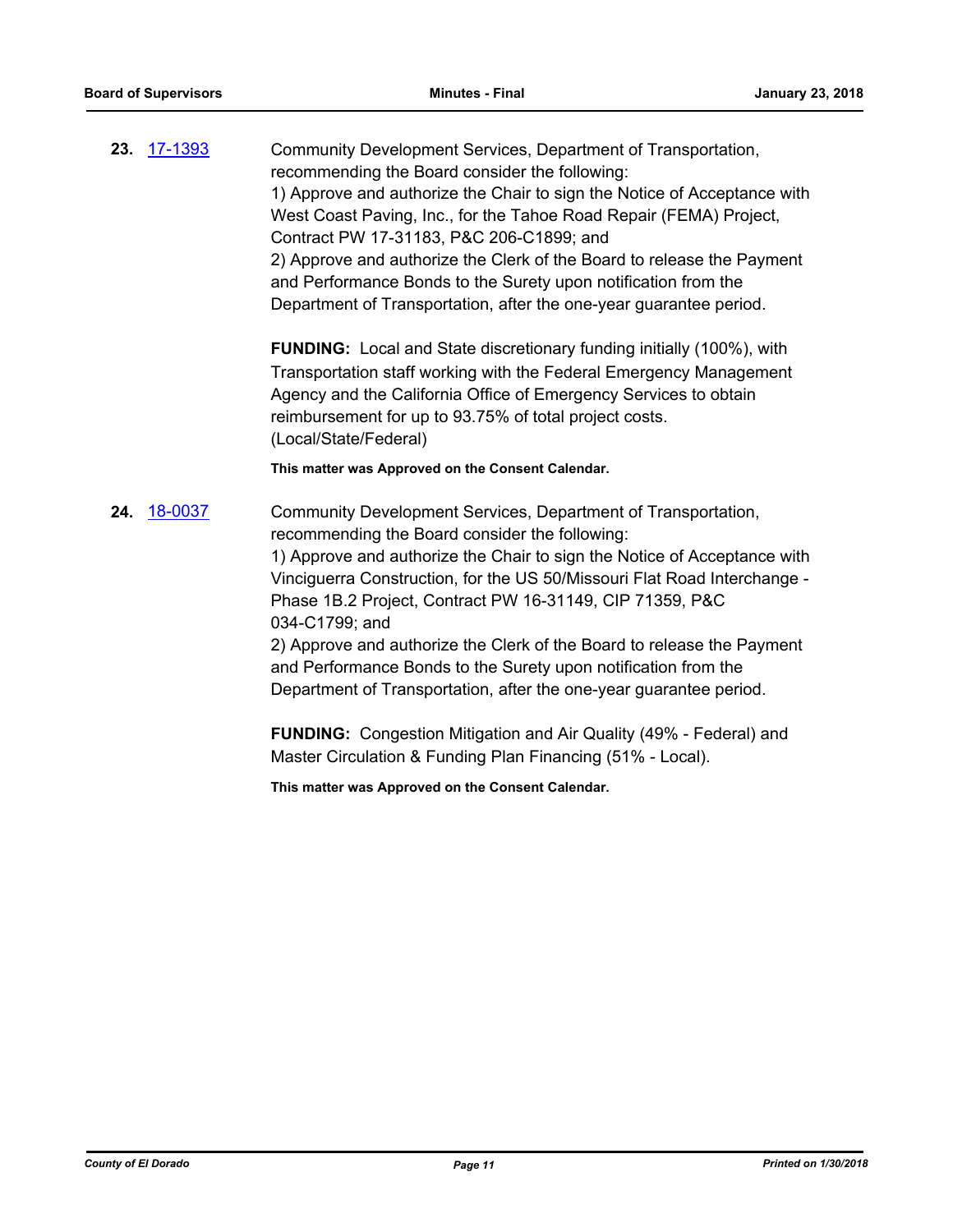**23.** [17-1393](17-1393)

Community Development Services, Department of Transportation, recommending the Board consider the following:
1) Approve and authorize the Chair to sign the Notice of Acceptance with West Coast Paving, Inc., for the Tahoe Road Repair (FEMA) Project, Contract PW 17-31183, P&C 206-C1899; and
2) Approve and authorize the Clerk of the Board to release the Payment and Performance Bonds to the Surety upon notification from the Department of Transportation, after the one-year guarantee period.

**FUNDING:** Local and State discretionary funding initially (100%), with Transportation staff working with the Federal Emergency Management Agency and the California Office of Emergency Services to obtain reimbursement for up to 93.75% of total project costs. (Local/State/Federal)

**This matter was Approved on the Consent Calendar.**

**24.** [18-0037](18-0037)

Community Development Services, Department of Transportation, recommending the Board consider the following:
1) Approve and authorize the Chair to sign the Notice of Acceptance with Vinciguerra Construction, for the US 50/Missouri Flat Road Interchange - Phase 1B.2 Project, Contract PW 16-31149, CIP 71359, P&C 034-C1799; and
2) Approve and authorize the Clerk of the Board to release the Payment and Performance Bonds to the Surety upon notification from the Department of Transportation, after the one-year guarantee period.

**FUNDING:** Congestion Mitigation and Air Quality (49% - Federal) and Master Circulation & Funding Plan Financing (51% - Local).

**This matter was Approved on the Consent Calendar.**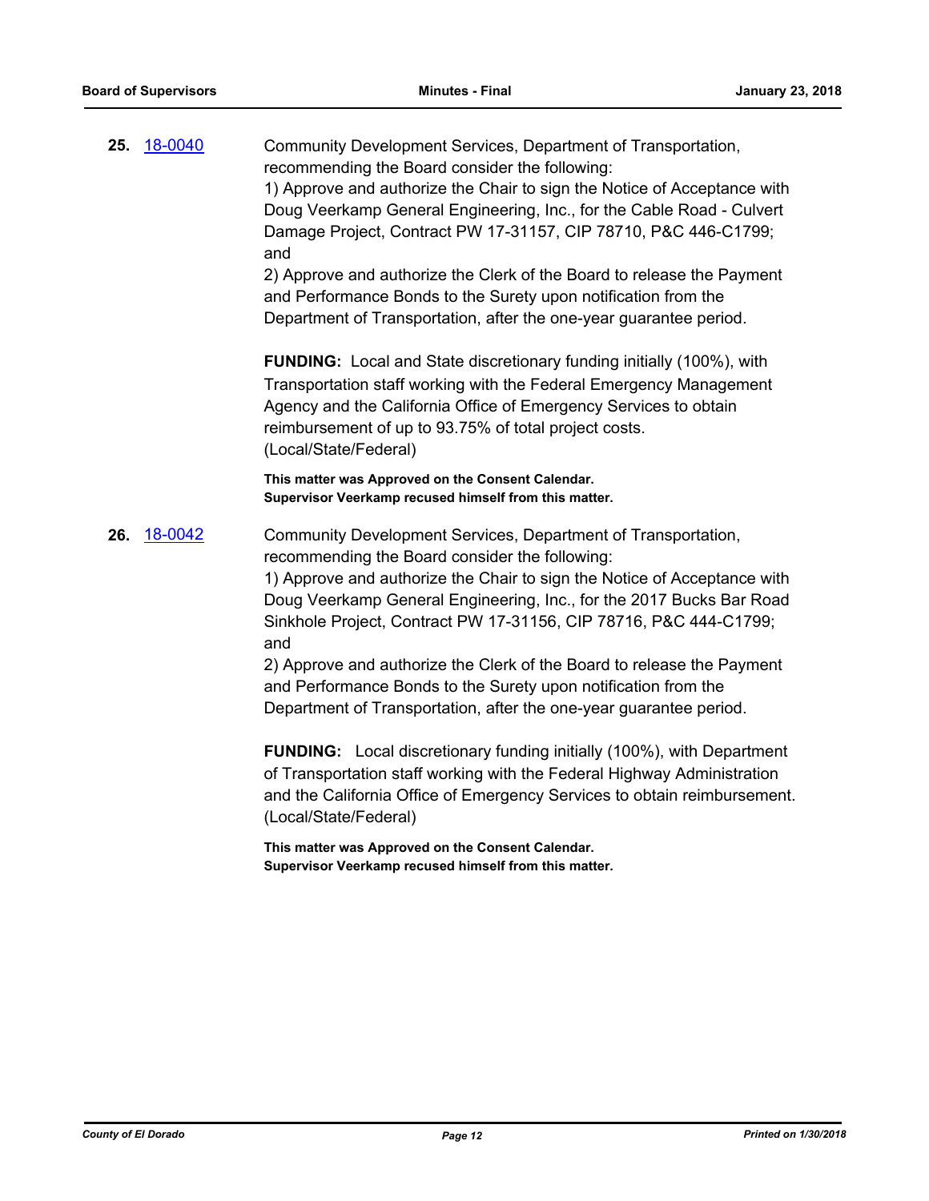**25.** [18-0040](18-0040)

Community Development Services, Department of Transportation, recommending the Board consider the following:
1) Approve and authorize the Chair to sign the Notice of Acceptance with Doug Veerkamp General Engineering, Inc., for the Cable Road - Culvert Damage Project, Contract PW 17-31157, CIP 78710, P&C 446-C1799; and
2) Approve and authorize the Clerk of the Board to release the Payment and Performance Bonds to the Surety upon notification from the Department of Transportation, after the one-year guarantee period.

**FUNDING:** Local and State discretionary funding initially (100%), with Transportation staff working with the Federal Emergency Management Agency and the California Office of Emergency Services to obtain reimbursement of up to 93.75% of total project costs. (Local/State/Federal)

**This matter was Approved on the Consent Calendar.**
**Supervisor Veerkamp recused himself from this matter.**

**26.** [18-0042](18-0042)

Community Development Services, Department of Transportation, recommending the Board consider the following:
1) Approve and authorize the Chair to sign the Notice of Acceptance with Doug Veerkamp General Engineering, Inc., for the 2017 Bucks Bar Road Sinkhole Project, Contract PW 17-31156, CIP 78716, P&C 444-C1799; and
2) Approve and authorize the Clerk of the Board to release the Payment and Performance Bonds to the Surety upon notification from the Department of Transportation, after the one-year guarantee period.

**FUNDING:** Local discretionary funding initially (100%), with Department of Transportation staff working with the Federal Highway Administration and the California Office of Emergency Services to obtain reimbursement. (Local/State/Federal)

**This matter was Approved on the Consent Calendar.**
**Supervisor Veerkamp recused himself from this matter.**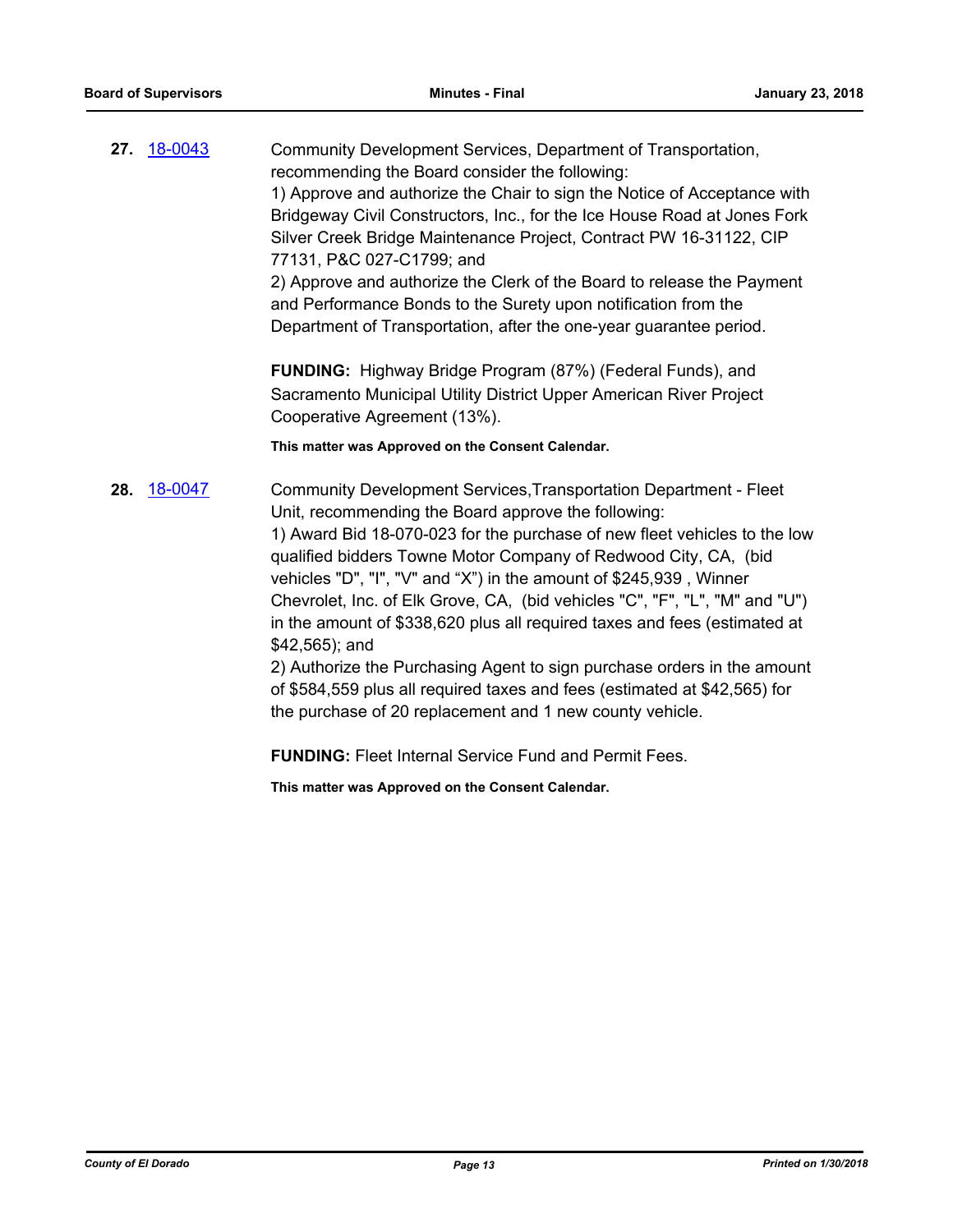**27.** 18-0043

Community Development Services, Department of Transportation, recommending the Board consider the following:
1) Approve and authorize the Chair to sign the Notice of Acceptance with Bridgeway Civil Constructors, Inc., for the Ice House Road at Jones Fork Silver Creek Bridge Maintenance Project, Contract PW 16-31122, CIP 77131, P&C 027-C1799; and
2) Approve and authorize the Clerk of the Board to release the Payment and Performance Bonds to the Surety upon notification from the Department of Transportation, after the one-year guarantee period.

**FUNDING:** Highway Bridge Program (87%) (Federal Funds), and Sacramento Municipal Utility District Upper American River Project Cooperative Agreement (13%).

**This matter was Approved on the Consent Calendar.**

**28.** 18-0047

Community Development Services,Transportation Department - Fleet Unit, recommending the Board approve the following:
1) Award Bid 18-070-023 for the purchase of new fleet vehicles to the low qualified bidders Towne Motor Company of Redwood City, CA, (bid vehicles "D", "I", "V" and "X") in the amount of $245,939 , Winner Chevrolet, Inc. of Elk Grove, CA, (bid vehicles "C", "F", "L", "M" and "U") in the amount of $338,620 plus all required taxes and fees (estimated at $42,565); and
2) Authorize the Purchasing Agent to sign purchase orders in the amount of $584,559 plus all required taxes and fees (estimated at $42,565) for the purchase of 20 replacement and 1 new county vehicle.

**FUNDING:** Fleet Internal Service Fund and Permit Fees.

**This matter was Approved on the Consent Calendar.**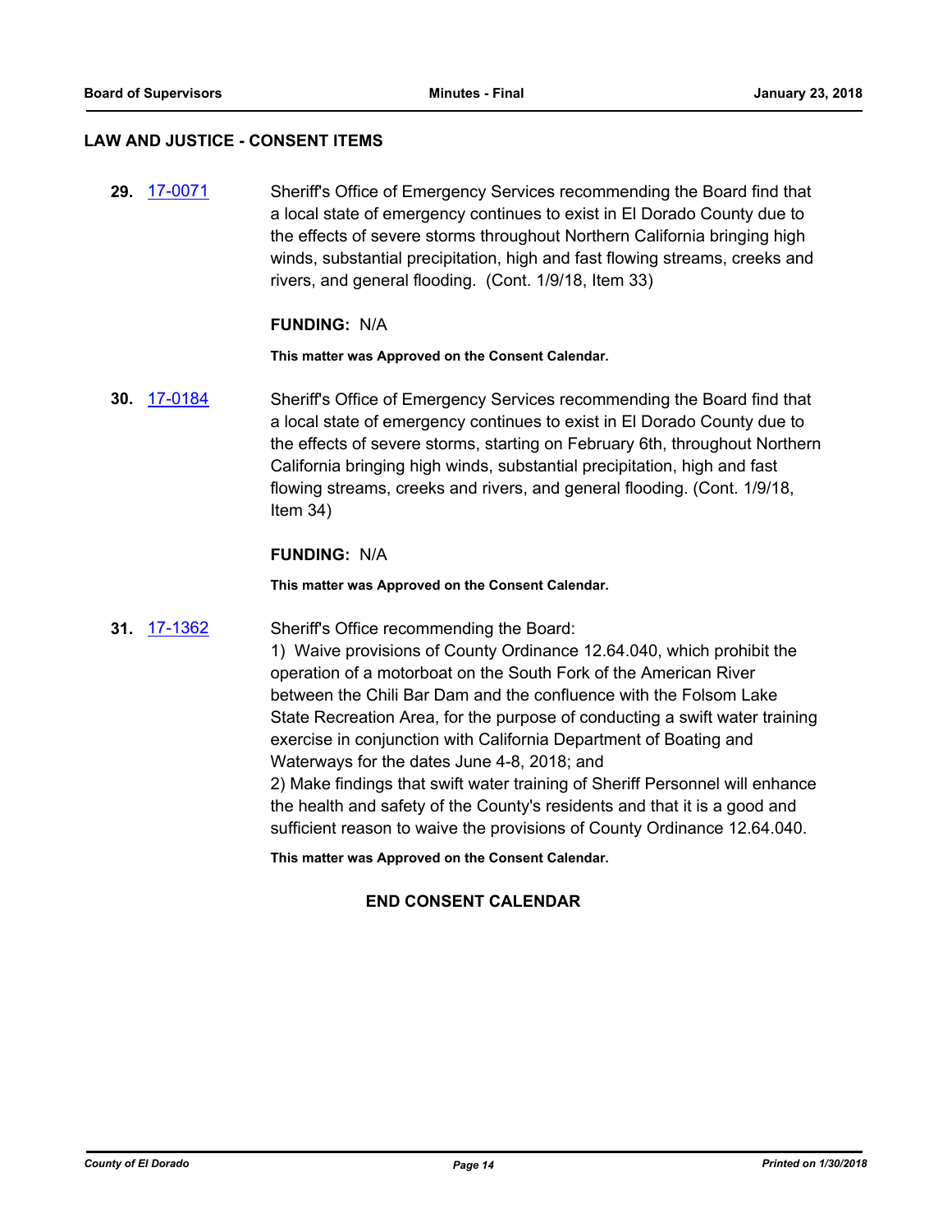## LAW AND JUSTICE - CONSENT ITEMS

**29.** [17-0071](#) Sheriff's Office of Emergency Services recommending the Board find that a local state of emergency continues to exist in El Dorado County due to the effects of severe storms throughout Northern California bringing high winds, substantial precipitation, high and fast flowing streams, creeks and rivers, and general flooding. (Cont. 1/9/18, Item 33)

**FUNDING:** N/A

**This matter was Approved on the Consent Calendar.**

**30.** [17-0184](#) Sheriff's Office of Emergency Services recommending the Board find that a local state of emergency continues to exist in El Dorado County due to the effects of severe storms, starting on February 6th, throughout Northern California bringing high winds, substantial precipitation, high and fast flowing streams, creeks and rivers, and general flooding. (Cont. 1/9/18, Item 34)

**FUNDING:** N/A

**This matter was Approved on the Consent Calendar.**

**31.** [17-1362](#) Sheriff's Office recommending the Board:

1) Waive provisions of County Ordinance 12.64.040, which prohibit the operation of a motorboat on the South Fork of the American River between the Chili Bar Dam and the confluence with the Folsom Lake State Recreation Area, for the purpose of conducting a swift water training exercise in conjunction with California Department of Boating and Waterways for the dates June 4-8, 2018; and

2) Make findings that swift water training of Sheriff Personnel will enhance the health and safety of the County's residents and that it is a good and sufficient reason to waive the provisions of County Ordinance 12.64.040.

**This matter was Approved on the Consent Calendar.**

**END CONSENT CALENDAR**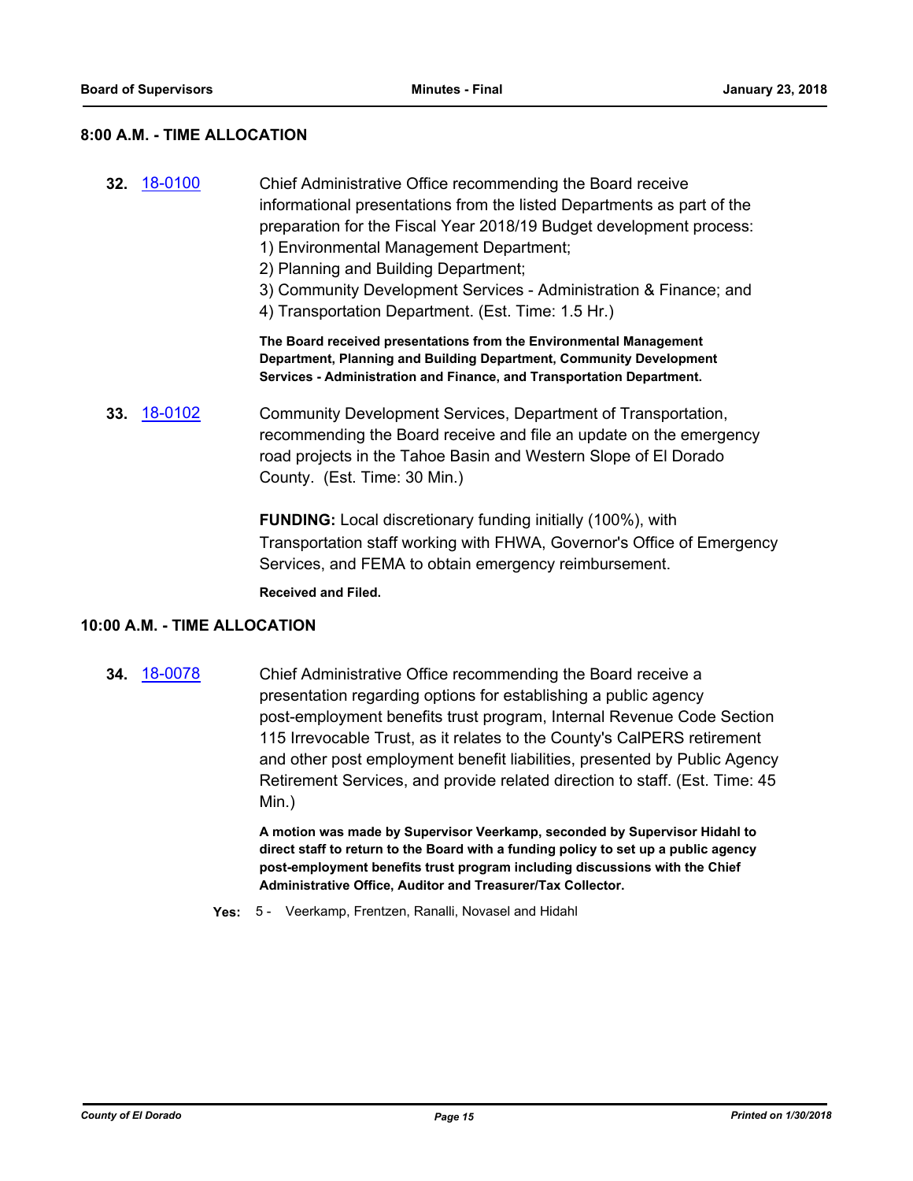## 8:00 A.M. - TIME ALLOCATION

**32.** 18-0100 Chief Administrative Office recommending the Board receive informational presentations from the listed Departments as part of the preparation for the Fiscal Year 2018/19 Budget development process:
1) Environmental Management Department;
2) Planning and Building Department;
3) Community Development Services - Administration & Finance; and
4) Transportation Department. (Est. Time: 1.5 Hr.)

**The Board received presentations from the Environmental Management Department, Planning and Building Department, Community Development Services - Administration and Finance, and Transportation Department.**

**33.** 18-0102 Community Development Services, Department of Transportation, recommending the Board receive and file an update on the emergency road projects in the Tahoe Basin and Western Slope of El Dorado County. (Est. Time: 30 Min.)

**FUNDING:** Local discretionary funding initially (100%), with Transportation staff working with FHWA, Governor's Office of Emergency Services, and FEMA to obtain emergency reimbursement.

**Received and Filed.**

## 10:00 A.M. - TIME ALLOCATION

**34.** 18-0078 Chief Administrative Office recommending the Board receive a presentation regarding options for establishing a public agency post-employment benefits trust program, Internal Revenue Code Section 115 Irrevocable Trust, as it relates to the County's CalPERS retirement and other post employment benefit liabilities, presented by Public Agency Retirement Services, and provide related direction to staff. (Est. Time: 45 Min.)

**A motion was made by Supervisor Veerkamp, seconded by Supervisor Hidahl to direct staff to return to the Board with a funding policy to set up a public agency post-employment benefits trust program including discussions with the Chief Administrative Office, Auditor and Treasurer/Tax Collector.**

**Yes:** 5 - Veerkamp, Frentzen, Ranalli, Novasel and Hidahl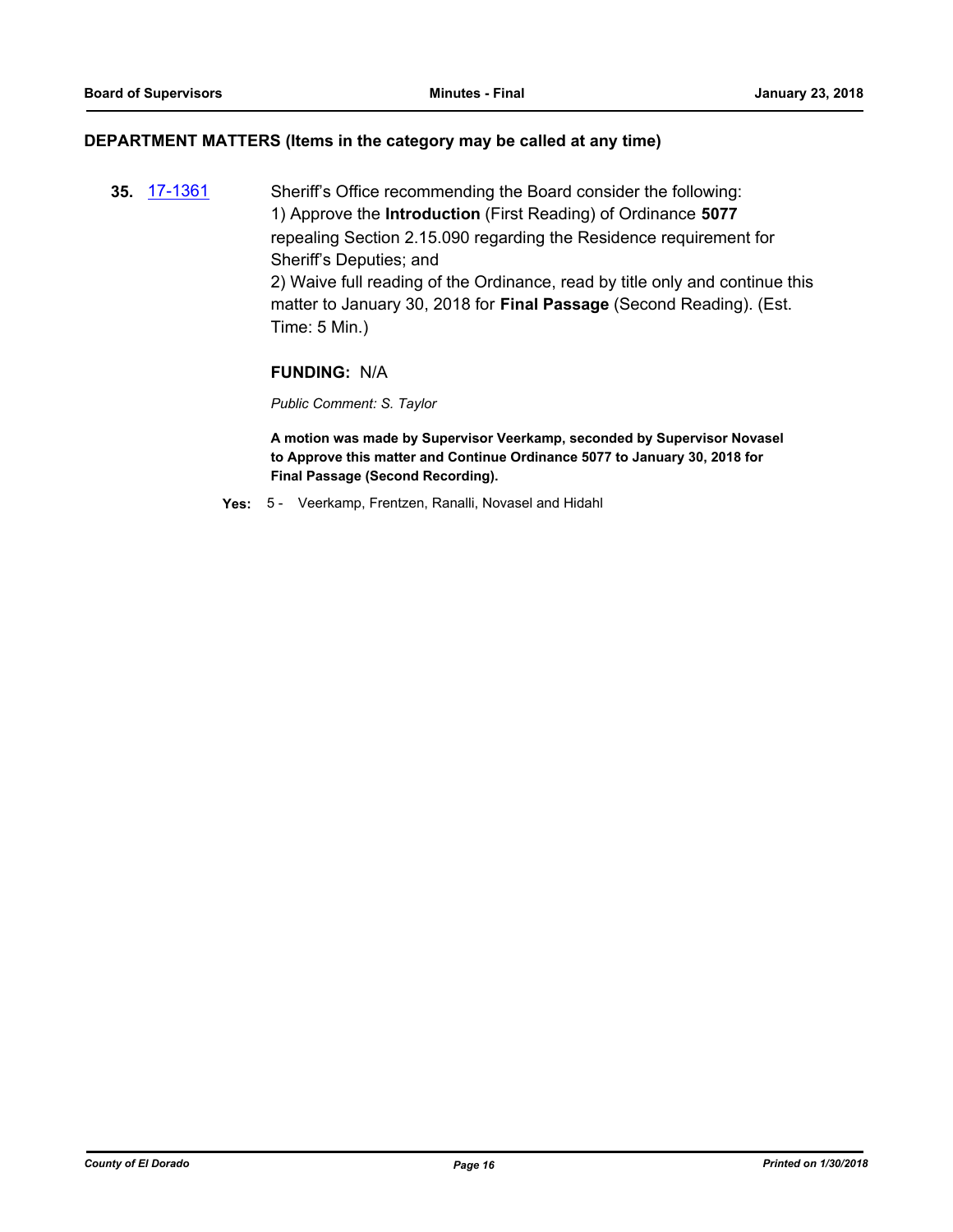## DEPARTMENT MATTERS (Items in the category may be called at any time)

**35.** 17-1361 Sheriff's Office recommending the Board consider the following:
1) Approve the **Introduction** (First Reading) of Ordinance **5077** repealing Section 2.15.090 regarding the Residence requirement for Sheriff's Deputies; and
2) Waive full reading of the Ordinance, read by title only and continue this matter to January 30, 2018 for **Final Passage** (Second Reading). (Est. Time: 5 Min.)

**FUNDING:** N/A

*Public Comment: S. Taylor*

**A motion was made by Supervisor Veerkamp, seconded by Supervisor Novasel to Approve this matter and Continue Ordinance 5077 to January 30, 2018 for Final Passage (Second Recording).**

**Yes:** 5 - Veerkamp, Frentzen, Ranalli, Novasel and Hidahl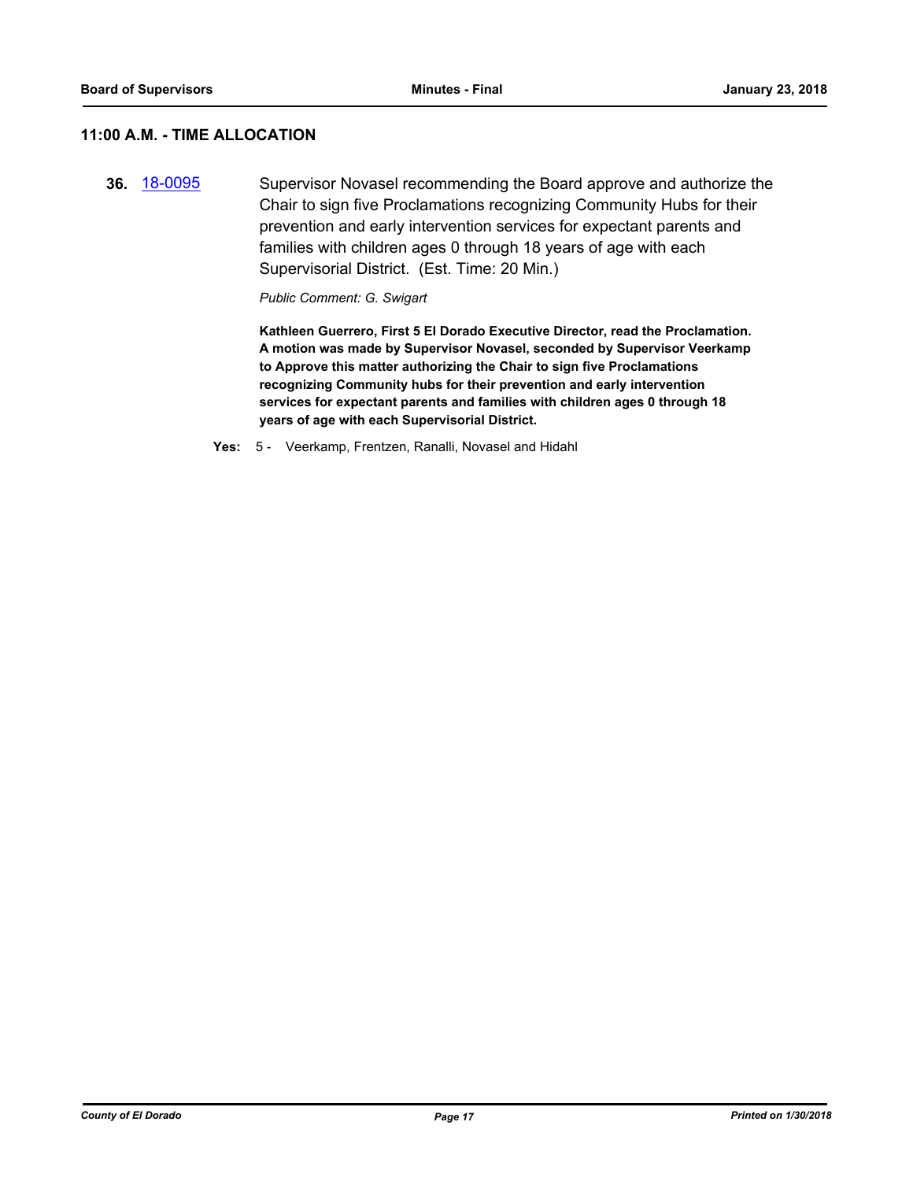## 11:00 A.M. - TIME ALLOCATION

**36.** 18-0095 Supervisor Novasel recommending the Board approve and authorize the Chair to sign five Proclamations recognizing Community Hubs for their prevention and early intervention services for expectant parents and families with children ages 0 through 18 years of age with each Supervisorial District. (Est. Time: 20 Min.)

*Public Comment: G. Swigart*

**Kathleen Guerrero, First 5 El Dorado Executive Director, read the Proclamation. A motion was made by Supervisor Novasel, seconded by Supervisor Veerkamp to Approve this matter authorizing the Chair to sign five Proclamations recognizing Community hubs for their prevention and early intervention services for expectant parents and families with children ages 0 through 18 years of age with each Supervisorial District.**

**Yes:** 5 - Veerkamp, Frentzen, Ranalli, Novasel and Hidahl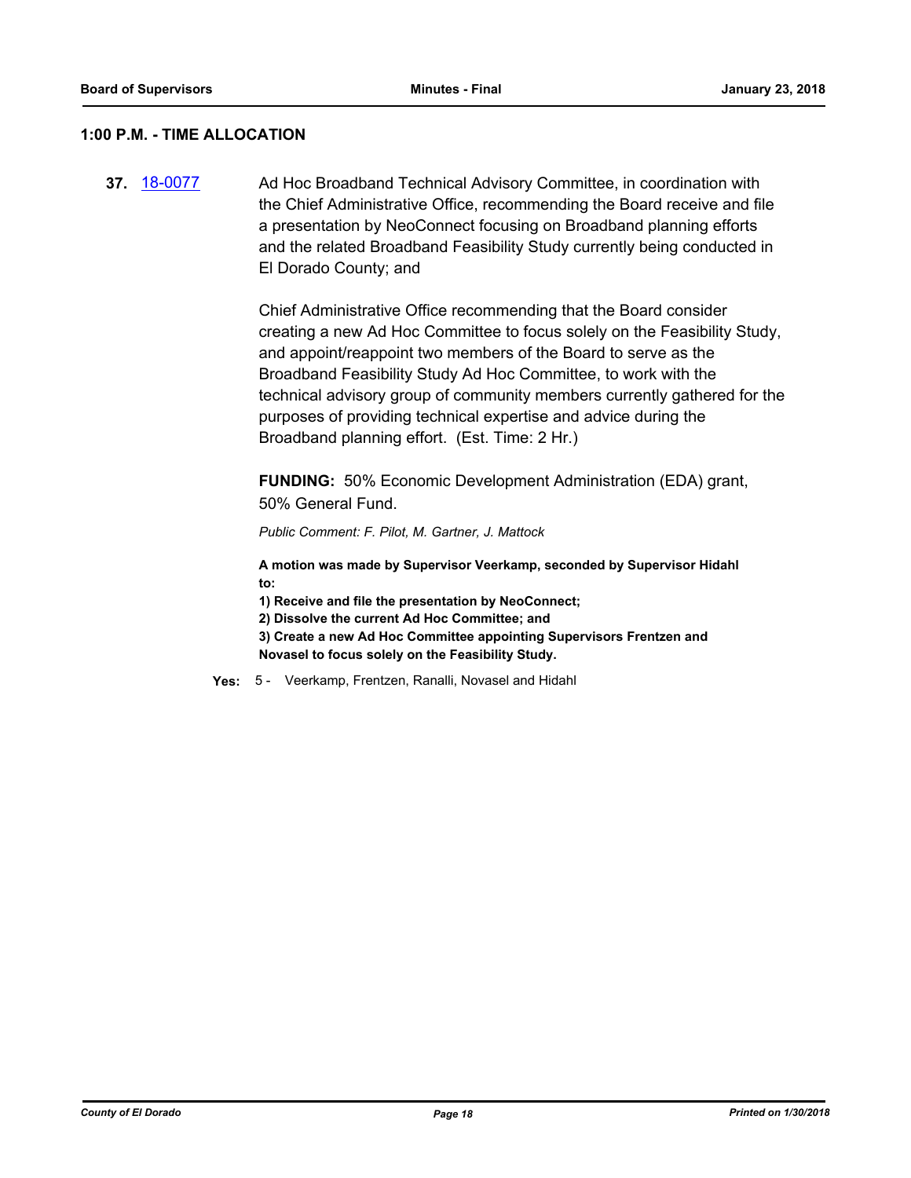## 1:00 P.M. - TIME ALLOCATION

**37.** 18-0077 Ad Hoc Broadband Technical Advisory Committee, in coordination with the Chief Administrative Office, recommending the Board receive and file a presentation by NeoConnect focusing on Broadband planning efforts and the related Broadband Feasibility Study currently being conducted in El Dorado County; and

Chief Administrative Office recommending that the Board consider creating a new Ad Hoc Committee to focus solely on the Feasibility Study, and appoint/reappoint two members of the Board to serve as the Broadband Feasibility Study Ad Hoc Committee, to work with the technical advisory group of community members currently gathered for the purposes of providing technical expertise and advice during the Broadband planning effort. (Est. Time: 2 Hr.)

**FUNDING:** 50% Economic Development Administration (EDA) grant, 50% General Fund.

*Public Comment: F. Pilot, M. Gartner, J. Mattock*

**A motion was made by Supervisor Veerkamp, seconded by Supervisor Hidahl to:**

**1) Receive and file the presentation by NeoConnect;**

**2) Dissolve the current Ad Hoc Committee; and**

**3) Create a new Ad Hoc Committee appointing Supervisors Frentzen and Novasel to focus solely on the Feasibility Study.**

**Yes:** 5 - Veerkamp, Frentzen, Ranalli, Novasel and Hidahl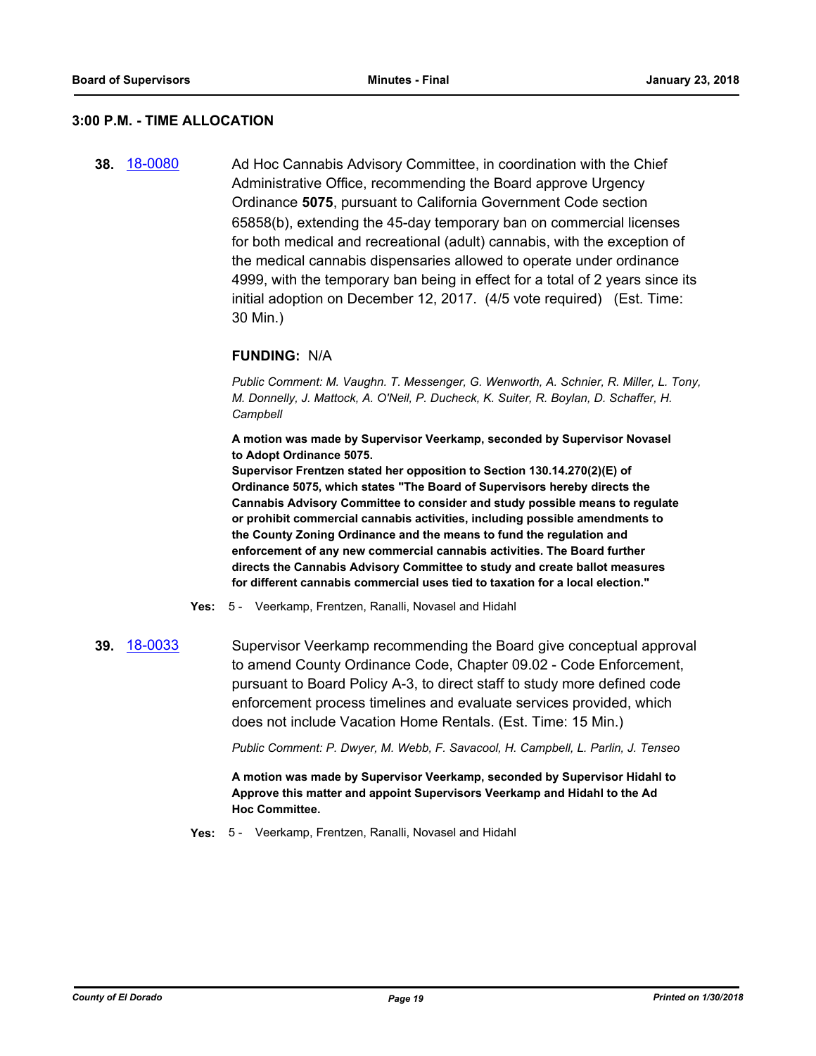### 3:00 P.M. - TIME ALLOCATION

**38.** 18-0080 Ad Hoc Cannabis Advisory Committee, in coordination with the Chief Administrative Office, recommending the Board approve Urgency Ordinance **5075**, pursuant to California Government Code section 65858(b), extending the 45-day temporary ban on commercial licenses for both medical and recreational (adult) cannabis, with the exception of the medical cannabis dispensaries allowed to operate under ordinance 4999, with the temporary ban being in effect for a total of 2 years since its initial adoption on December 12, 2017. (4/5 vote required) (Est. Time: 30 Min.)

**FUNDING:** N/A

*Public Comment: M. Vaughn. T. Messenger, G. Wenworth, A. Schnier, R. Miller, L. Tony, M. Donnelly, J. Mattock, A. O'Neil, P. Ducheck, K. Suiter, R. Boylan, D. Schaffer, H. Campbell*

**A motion was made by Supervisor Veerkamp, seconded by Supervisor Novasel to Adopt Ordinance 5075.**
**Supervisor Frentzen stated her opposition to Section 130.14.270(2)(E) of Ordinance 5075, which states "The Board of Supervisors hereby directs the Cannabis Advisory Committee to consider and study possible means to regulate or prohibit commercial cannabis activities, including possible amendments to the County Zoning Ordinance and the means to fund the regulation and enforcement of any new commercial cannabis activities. The Board further directs the Cannabis Advisory Committee to study and create ballot measures for different cannabis commercial uses tied to taxation for a local election."**

**Yes:** 5 - Veerkamp, Frentzen, Ranalli, Novasel and Hidahl

**39.** 18-0033 Supervisor Veerkamp recommending the Board give conceptual approval to amend County Ordinance Code, Chapter 09.02 - Code Enforcement, pursuant to Board Policy A-3, to direct staff to study more defined code enforcement process timelines and evaluate services provided, which does not include Vacation Home Rentals. (Est. Time: 15 Min.)

*Public Comment: P. Dwyer, M. Webb, F. Savacool, H. Campbell, L. Parlin, J. Tenseo*

**A motion was made by Supervisor Veerkamp, seconded by Supervisor Hidahl to Approve this matter and appoint Supervisors Veerkamp and Hidahl to the Ad Hoc Committee.**

**Yes:** 5 - Veerkamp, Frentzen, Ranalli, Novasel and Hidahl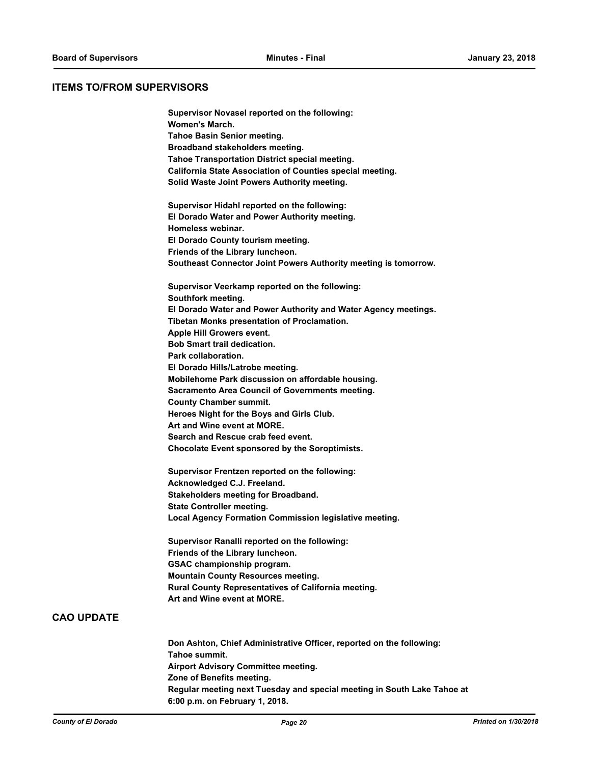## ITEMS TO/FROM SUPERVISORS

**Supervisor Novasel reported on the following:**
**Women's March.**
**Tahoe Basin Senior meeting.**
**Broadband stakeholders meeting.**
**Tahoe Transportation District special meeting.**
**California State Association of Counties special meeting.**
**Solid Waste Joint Powers Authority meeting.**

**Supervisor Hidahl reported on the following:**
**El Dorado Water and Power Authority meeting.**
**Homeless webinar.**
**El Dorado County tourism meeting.**
**Friends of the Library luncheon.**
**Southeast Connector Joint Powers Authority meeting is tomorrow.**

**Supervisor Veerkamp reported on the following:**
**Southfork meeting.**
**El Dorado Water and Power Authority and Water Agency meetings.**
**Tibetan Monks presentation of Proclamation.**
**Apple Hill Growers event.**
**Bob Smart trail dedication.**
**Park collaboration.**
**El Dorado Hills/Latrobe meeting.**
**Mobilehome Park discussion on affordable housing.**
**Sacramento Area Council of Governments meeting.**
**County Chamber summit.**
**Heroes Night for the Boys and Girls Club.**
**Art and Wine event at MORE.**
**Search and Rescue crab feed event.**
**Chocolate Event sponsored by the Soroptimists.**

**Supervisor Frentzen reported on the following:**
**Acknowledged C.J. Freeland.**
**Stakeholders meeting for Broadband.**
**State Controller meeting.**
**Local Agency Formation Commission legislative meeting.**

**Supervisor Ranalli reported on the following:**
**Friends of the Library luncheon.**
**GSAC championship program.**
**Mountain County Resources meeting.**
**Rural County Representatives of California meeting.**
**Art and Wine event at MORE.**

## CAO UPDATE

**Don Ashton, Chief Administrative Officer, reported on the following:**
**Tahoe summit.**
**Airport Advisory Committee meeting.**
**Zone of Benefits meeting.**
**Regular meeting next Tuesday and special meeting in South Lake Tahoe at 6:00 p.m. on February 1, 2018.**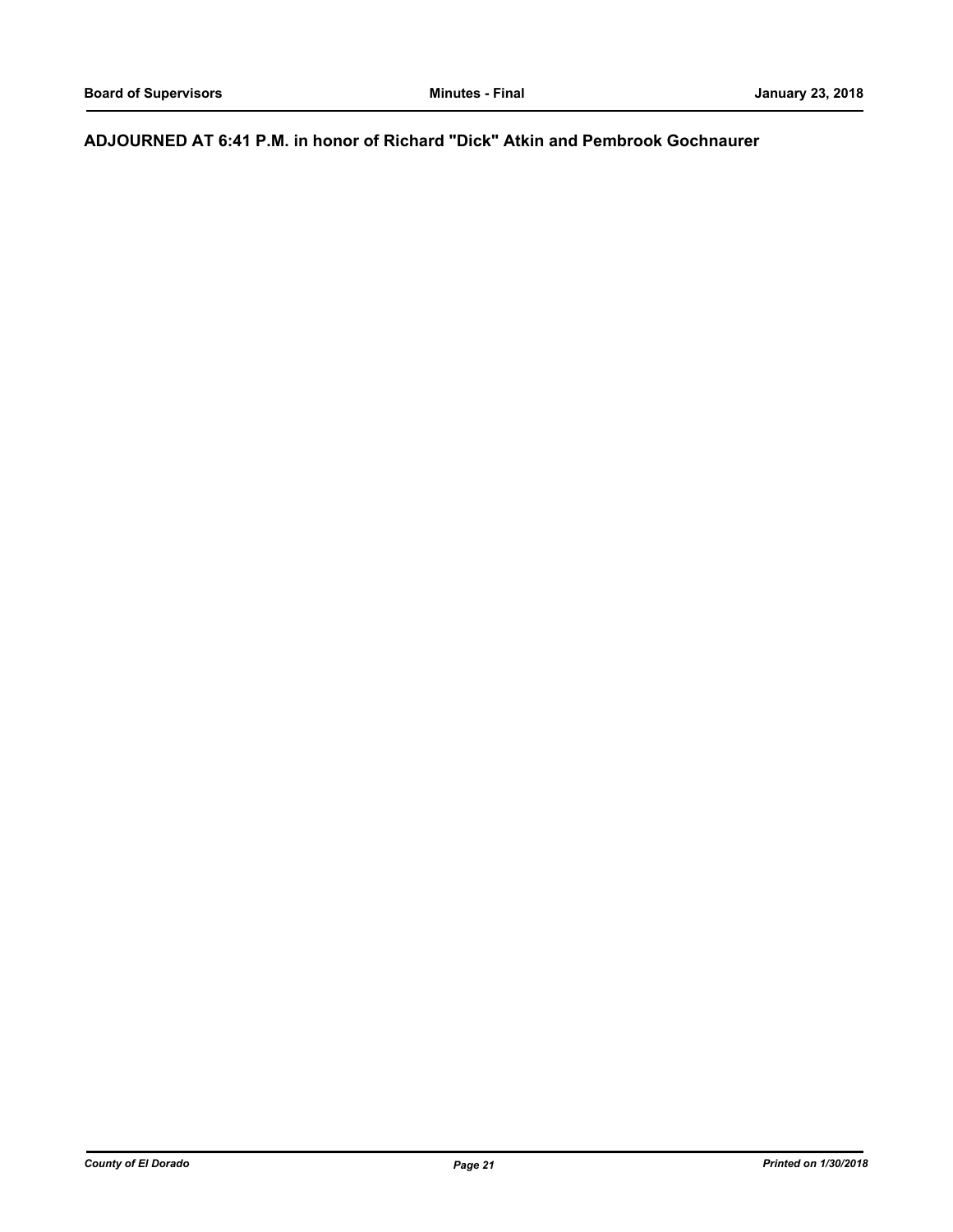**ADJOURNED AT 6:41 P.M. in honor of Richard "Dick" Atkin and Pembrook Gochnaurer**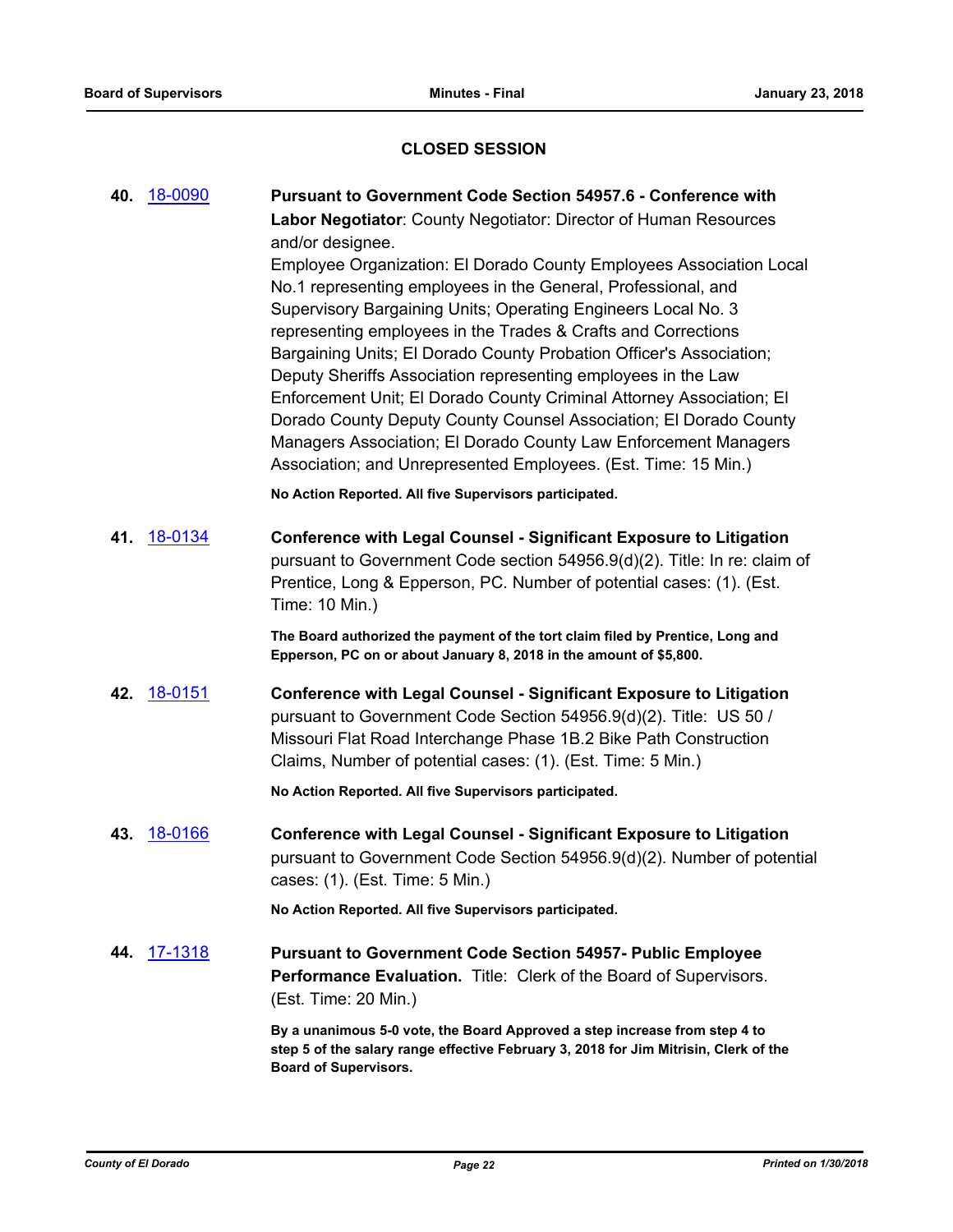## CLOSED SESSION

**40.** [18-0090](18-0090) **Pursuant to Government Code Section 54957.6 - Conference with Labor Negotiator**: County Negotiator: Director of Human Resources and/or designee.

Employee Organization: El Dorado County Employees Association Local No.1 representing employees in the General, Professional, and Supervisory Bargaining Units; Operating Engineers Local No. 3 representing employees in the Trades & Crafts and Corrections Bargaining Units; El Dorado County Probation Officer's Association; Deputy Sheriffs Association representing employees in the Law Enforcement Unit; El Dorado County Criminal Attorney Association; El Dorado County Deputy County Counsel Association; El Dorado County Managers Association; El Dorado County Law Enforcement Managers Association; and Unrepresented Employees. (Est. Time: 15 Min.)

**No Action Reported. All five Supervisors participated.**

**41.** [18-0134](18-0134) **Conference with Legal Counsel - Significant Exposure to Litigation** pursuant to Government Code section 54956.9(d)(2). Title: In re: claim of Prentice, Long & Epperson, PC. Number of potential cases: (1). (Est. Time: 10 Min.)

**The Board authorized the payment of the tort claim filed by Prentice, Long and Epperson, PC on or about January 8, 2018 in the amount of $5,800.**

**42.** [18-0151](18-0151) **Conference with Legal Counsel - Significant Exposure to Litigation** pursuant to Government Code Section 54956.9(d)(2). Title: US 50 / Missouri Flat Road Interchange Phase 1B.2 Bike Path Construction Claims, Number of potential cases: (1). (Est. Time: 5 Min.)

**No Action Reported. All five Supervisors participated.**

**43.** [18-0166](18-0166) **Conference with Legal Counsel - Significant Exposure to Litigation** pursuant to Government Code Section 54956.9(d)(2). Number of potential cases: (1). (Est. Time: 5 Min.)

**No Action Reported. All five Supervisors participated.**

**44.** [17-1318](17-1318) **Pursuant to Government Code Section 54957- Public Employee Performance Evaluation.** Title: Clerk of the Board of Supervisors. (Est. Time: 20 Min.)

**By a unanimous 5-0 vote, the Board Approved a step increase from step 4 to step 5 of the salary range effective February 3, 2018 for Jim Mitrisin, Clerk of the Board of Supervisors.**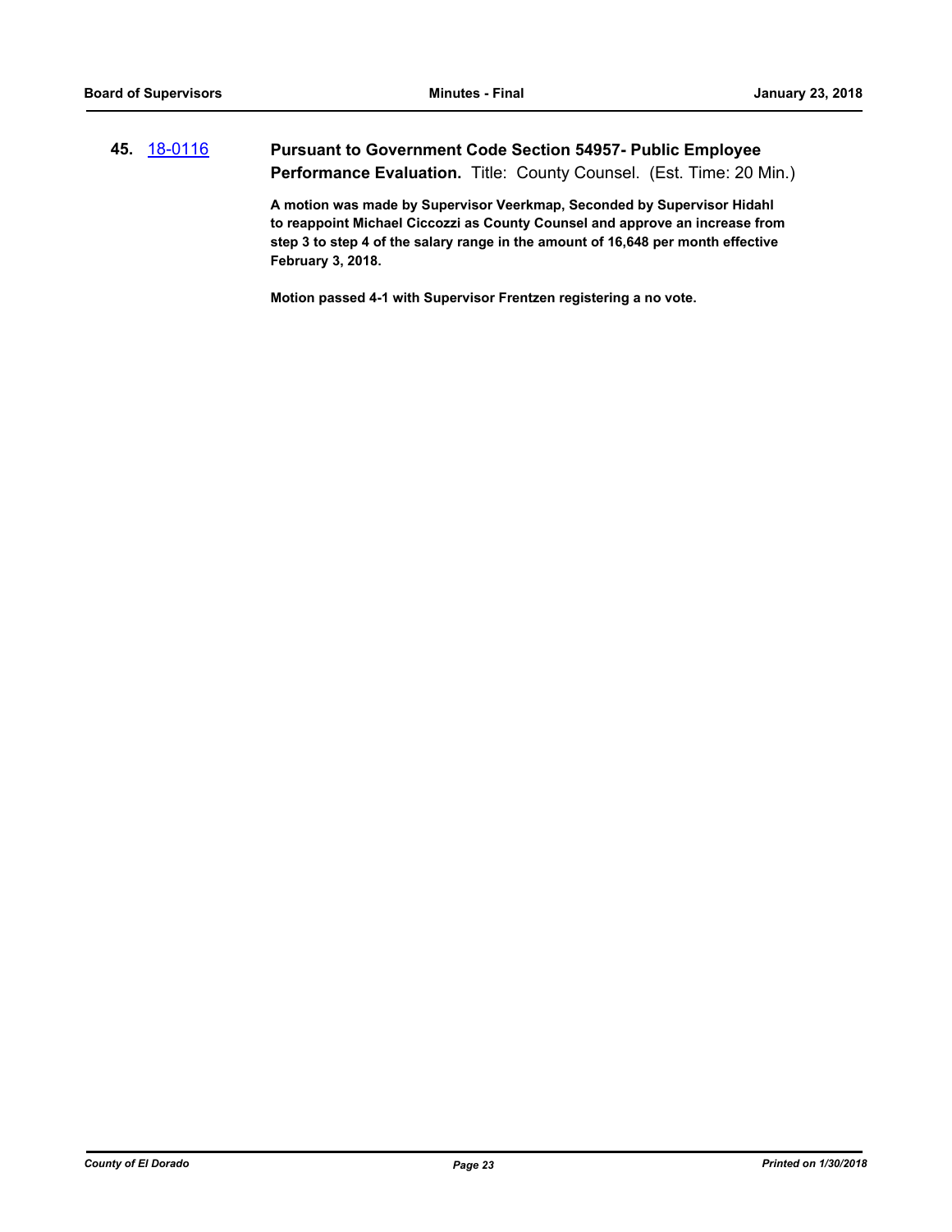**45.** [18-0116](18-0116) **Pursuant to Government Code Section 54957- Public Employee Performance Evaluation.** Title: County Counsel. (Est. Time: 20 Min.)

**A motion was made by Supervisor Veerkmap, Seconded by Supervisor Hidahl to reappoint Michael Ciccozzi as County Counsel and approve an increase from step 3 to step 4 of the salary range in the amount of 16,648 per month effective February 3, 2018.**

**Motion passed 4-1 with Supervisor Frentzen registering a no vote.**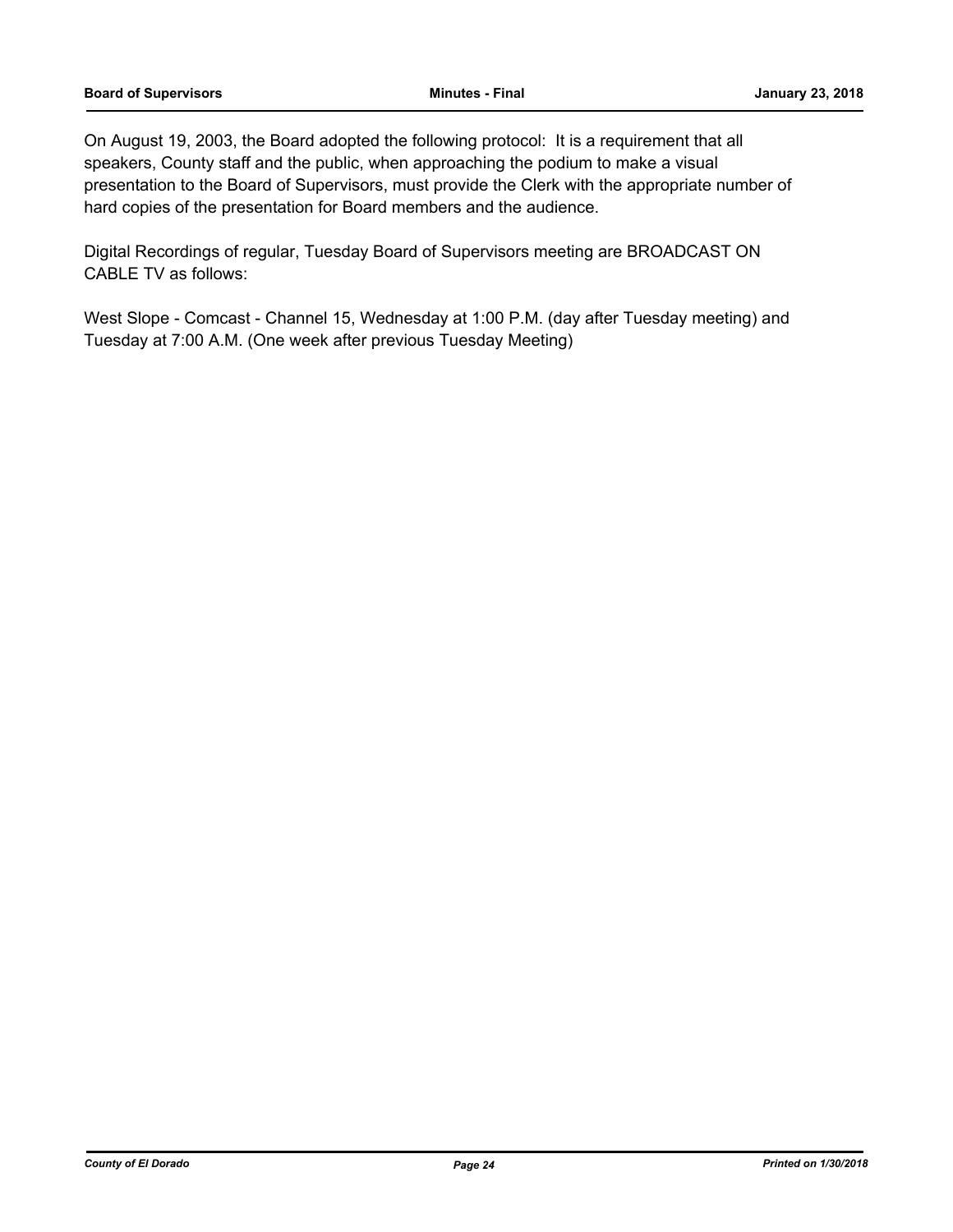On August 19, 2003, the Board adopted the following protocol: It is a requirement that all speakers, County staff and the public, when approaching the podium to make a visual presentation to the Board of Supervisors, must provide the Clerk with the appropriate number of hard copies of the presentation for Board members and the audience.

Digital Recordings of regular, Tuesday Board of Supervisors meeting are BROADCAST ON CABLE TV as follows:

West Slope - Comcast - Channel 15, Wednesday at 1:00 P.M. (day after Tuesday meeting) and Tuesday at 7:00 A.M. (One week after previous Tuesday Meeting)